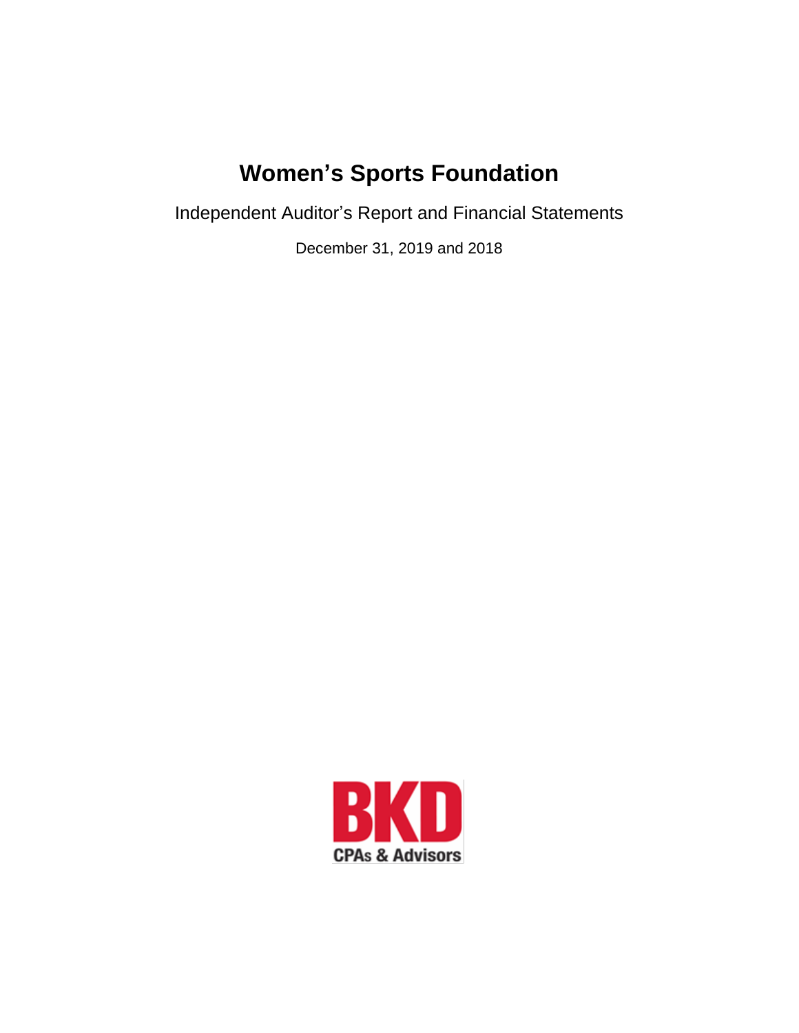# Women's Sports Foundation

Independent Auditor's Report and Financial Statements

December 31, 2019 and 2018

BKD
CPAs & Advisors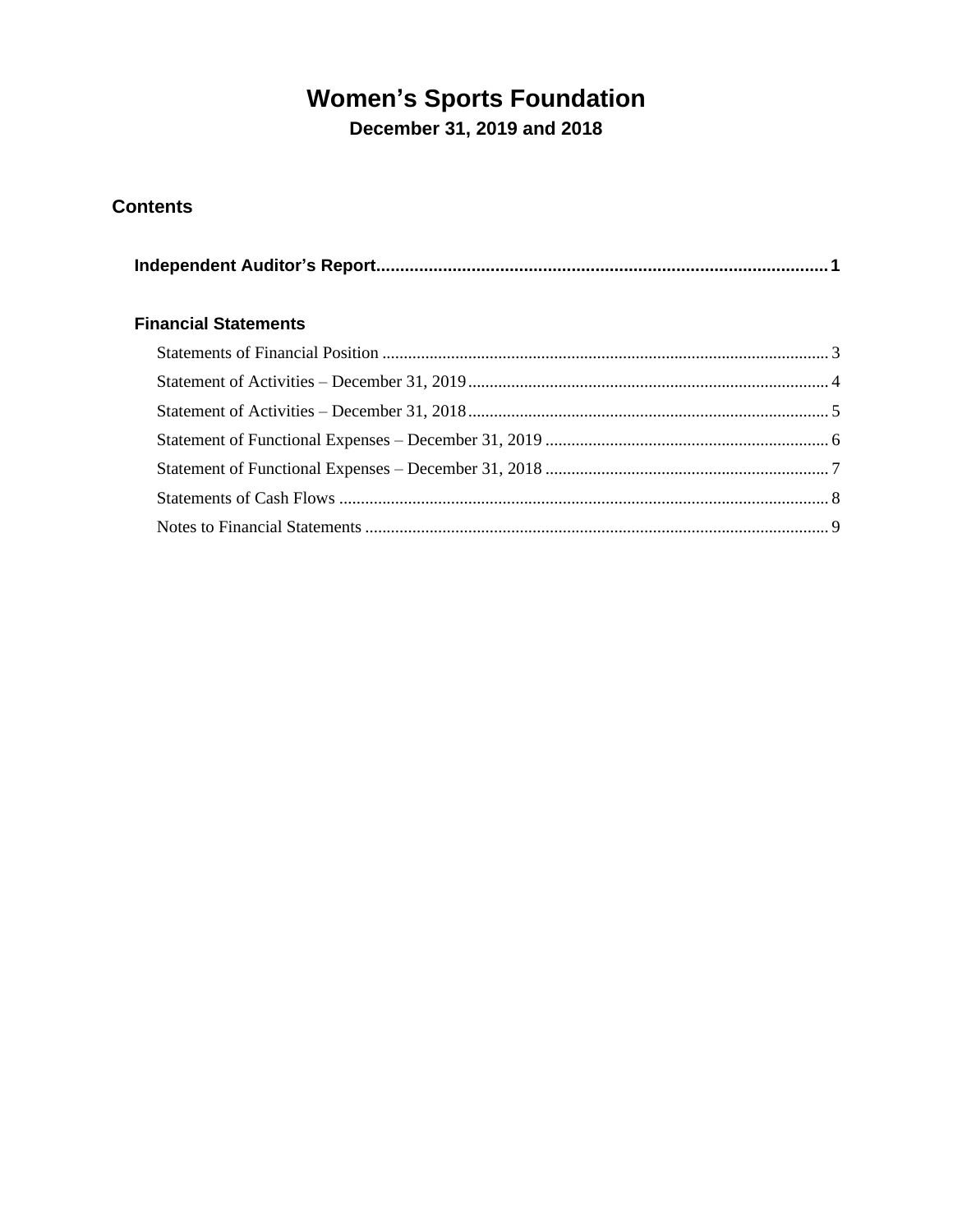# Women's Sports Foundation

## December 31, 2019 and 2018

### Contents

**Independent Auditor's Report** .......... **1**

**Financial Statements**

Statements of Financial Position .......... 3

Statement of Activities – December 31, 2019 .......... 4

Statement of Activities – December 31, 2018 .......... 5

Statement of Functional Expenses – December 31, 2019 .......... 6

Statement of Functional Expenses – December 31, 2018 .......... 7

Statements of Cash Flows .......... 8

Notes to Financial Statements .......... 9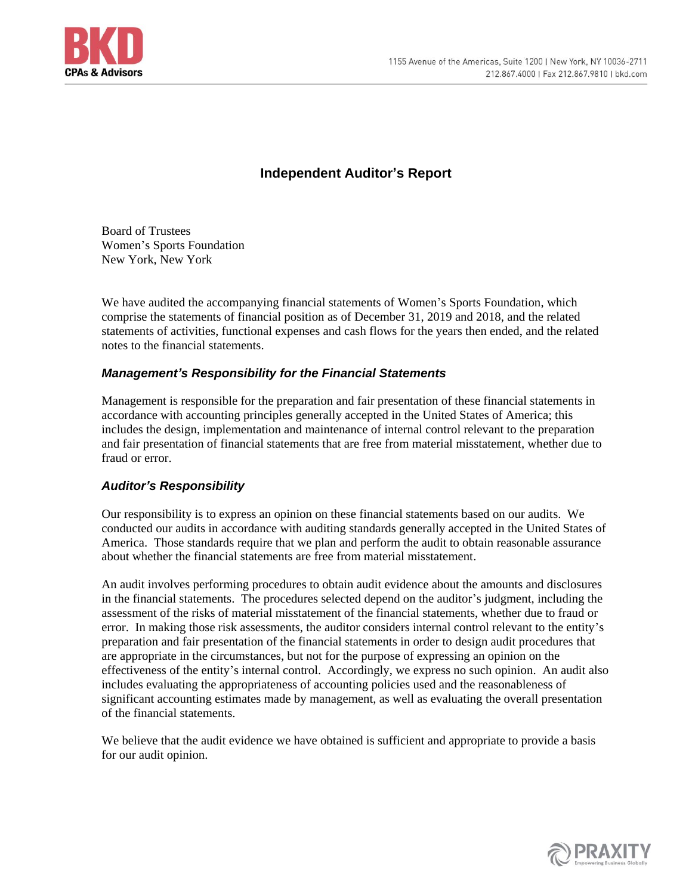# Independent Auditor's Report

Board of Trustees
Women's Sports Foundation
New York, New York

We have audited the accompanying financial statements of Women's Sports Foundation, which comprise the statements of financial position as of December 31, 2019 and 2018, and the related statements of activities, functional expenses and cash flows for the years then ended, and the related notes to the financial statements.

### *Management's Responsibility for the Financial Statements*

Management is responsible for the preparation and fair presentation of these financial statements in accordance with accounting principles generally accepted in the United States of America; this includes the design, implementation and maintenance of internal control relevant to the preparation and fair presentation of financial statements that are free from material misstatement, whether due to fraud or error.

### *Auditor's Responsibility*

Our responsibility is to express an opinion on these financial statements based on our audits. We conducted our audits in accordance with auditing standards generally accepted in the United States of America. Those standards require that we plan and perform the audit to obtain reasonable assurance about whether the financial statements are free from material misstatement.

An audit involves performing procedures to obtain audit evidence about the amounts and disclosures in the financial statements. The procedures selected depend on the auditor's judgment, including the assessment of the risks of material misstatement of the financial statements, whether due to fraud or error. In making those risk assessments, the auditor considers internal control relevant to the entity's preparation and fair presentation of the financial statements in order to design audit procedures that are appropriate in the circumstances, but not for the purpose of expressing an opinion on the effectiveness of the entity's internal control. Accordingly, we express no such opinion. An audit also includes evaluating the appropriateness of accounting policies used and the reasonableness of significant accounting estimates made by management, as well as evaluating the overall presentation of the financial statements.

We believe that the audit evidence we have obtained is sufficient and appropriate to provide a basis for our audit opinion.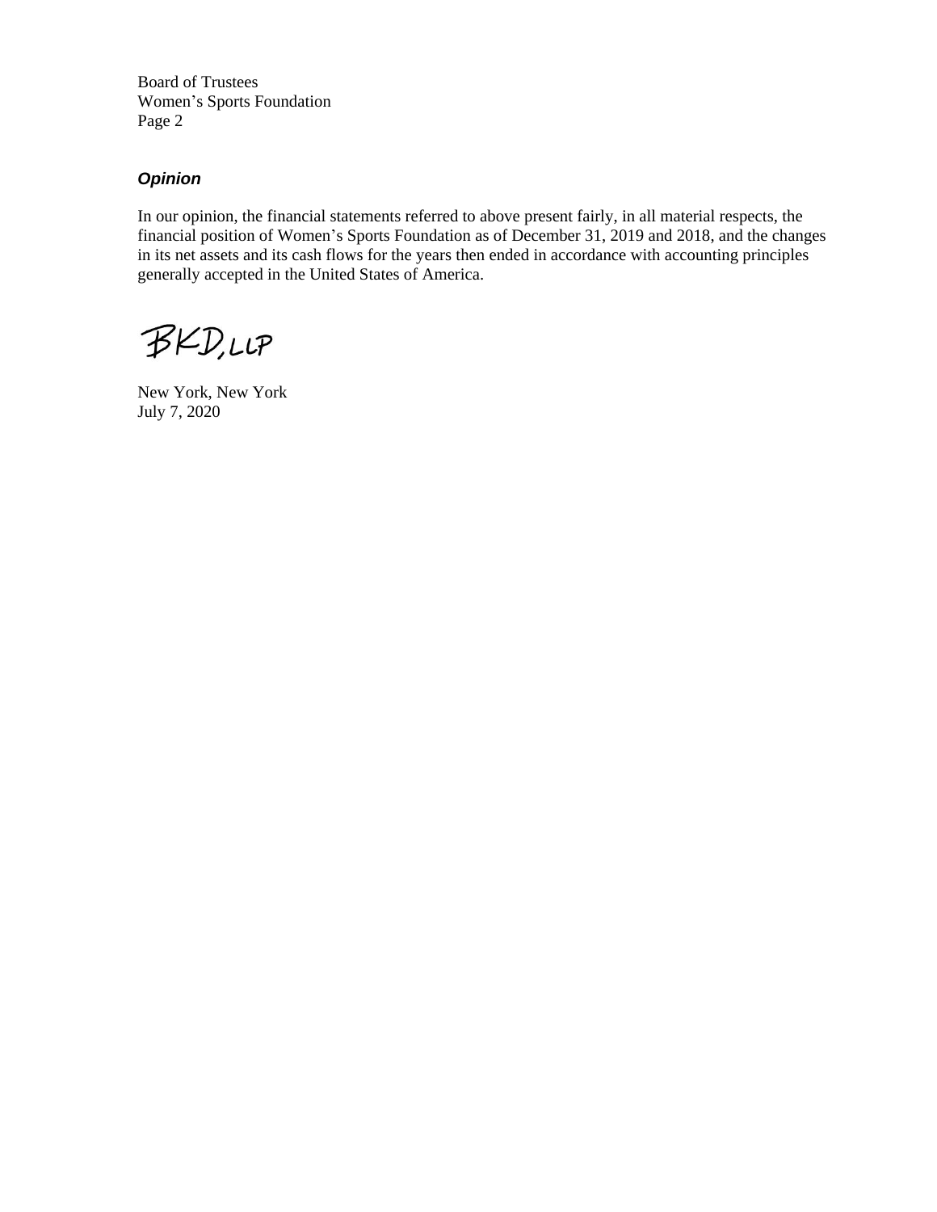Board of Trustees
Women's Sports Foundation
Page 2

### *Opinion*

In our opinion, the financial statements referred to above present fairly, in all material respects, the financial position of Women's Sports Foundation as of December 31, 2019 and 2018, and the changes in its net assets and its cash flows for the years then ended in accordance with accounting principles generally accepted in the United States of America.

BKD, LLP

New York, New York
July 7, 2020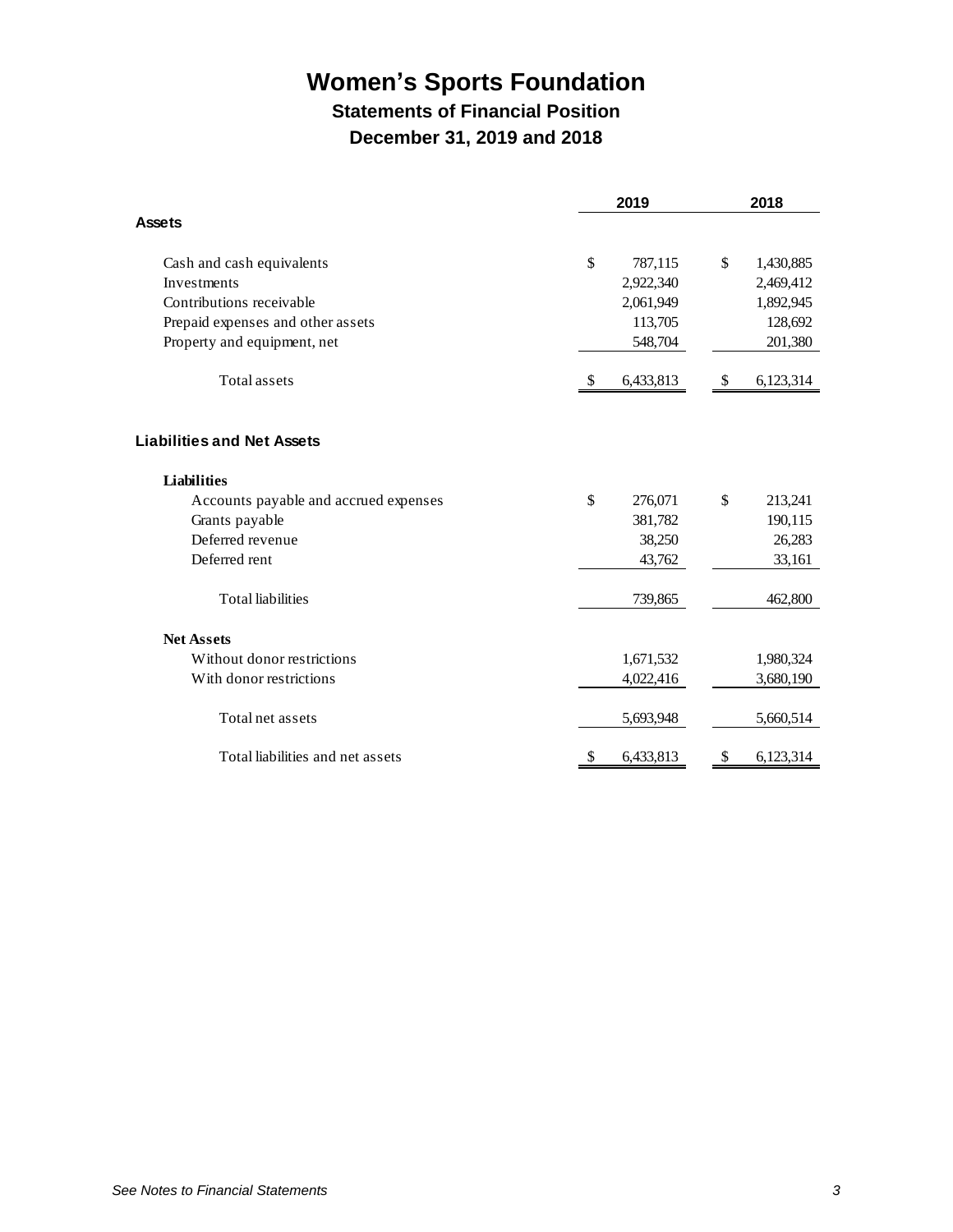# Women's Sports Foundation

## Statements of Financial Position

## December 31, 2019 and 2018

| | 2019 | 2018 |
|---|---|---|
| **Assets** | | |
| Cash and cash equivalents | $ 787,115 | $ 1,430,885 |
| Investments | 2,922,340 | 2,469,412 |
| Contributions receivable | 2,061,949 | 1,892,945 |
| Prepaid expenses and other assets | 113,705 | 128,692 |
| Property and equipment, net | 548,704 | 201,380 |
| Total assets | $ 6,433,813 | $ 6,123,314 |
| **Liabilities and Net Assets** | | |
| **Liabilities** | | |
| Accounts payable and accrued expenses | $ 276,071 | $ 213,241 |
| Grants payable | 381,782 | 190,115 |
| Deferred revenue | 38,250 | 26,283 |
| Deferred rent | 43,762 | 33,161 |
| Total liabilities | 739,865 | 462,800 |
| **Net Assets** | | |
| Without donor restrictions | 1,671,532 | 1,980,324 |
| With donor restrictions | 4,022,416 | 3,680,190 |
| Total net assets | 5,693,948 | 5,660,514 |
| Total liabilities and net assets | $ 6,433,813 | $ 6,123,314 |

*See Notes to Financial Statements*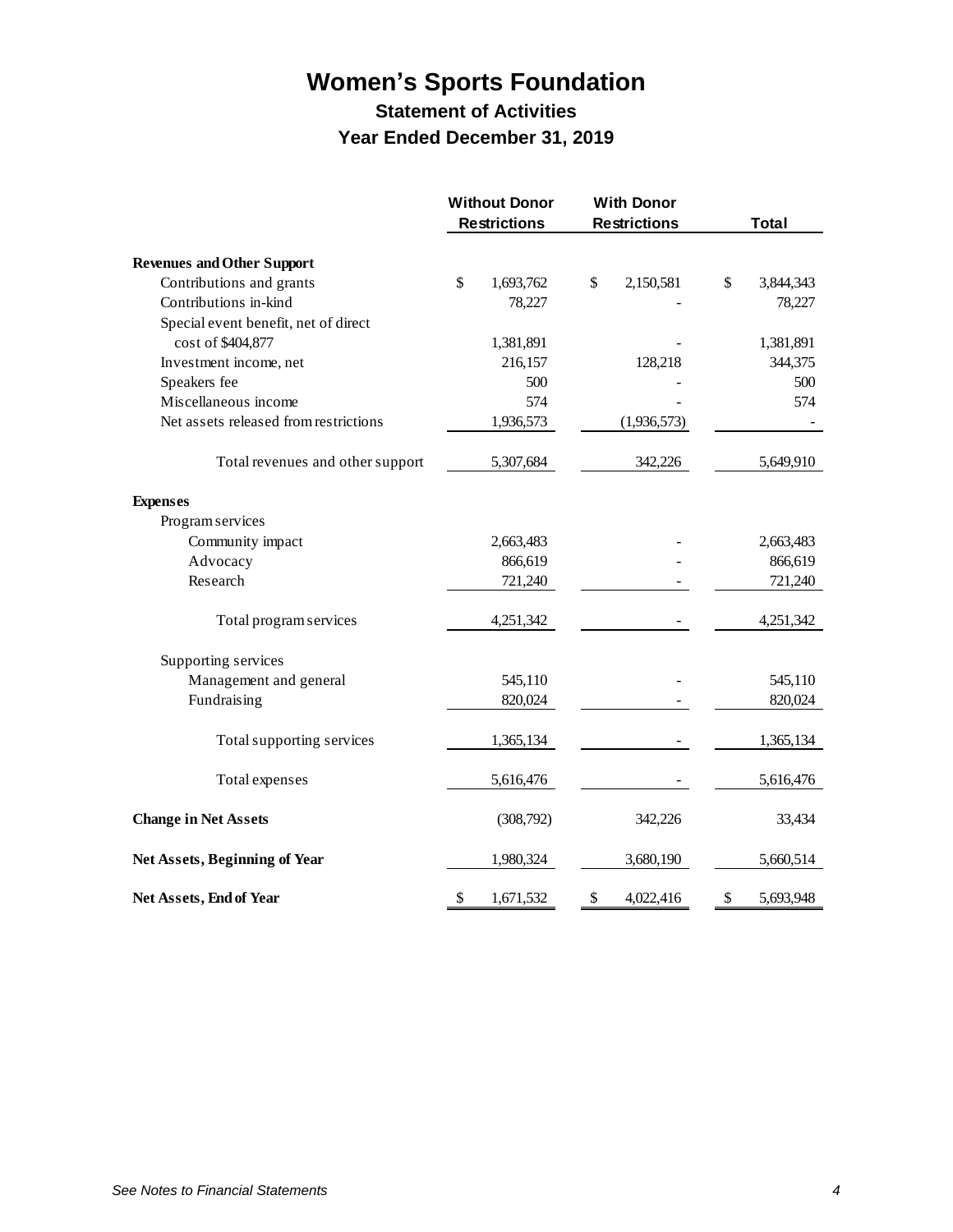# Women's Sports Foundation

## Statement of Activities

## Year Ended December 31, 2019

| | Without Donor Restrictions | With Donor Restrictions | Total |
|---|---|---|---|
| **Revenues and Other Support** | | | |
| Contributions and grants | $ 1,693,762 | $ 2,150,581 | $ 3,844,343 |
| Contributions in-kind | 78,227 | - | 78,227 |
| Special event benefit, net of direct cost of $404,877 | 1,381,891 | - | 1,381,891 |
| Investment income, net | 216,157 | 128,218 | 344,375 |
| Speakers fee | 500 | - | 500 |
| Miscellaneous income | 574 | - | 574 |
| Net assets released from restrictions | 1,936,573 | (1,936,573) | - |
| Total revenues and other support | 5,307,684 | 342,226 | 5,649,910 |
| **Expenses** | | | |
| Program services | | | |
| Community impact | 2,663,483 | - | 2,663,483 |
| Advocacy | 866,619 | - | 866,619 |
| Research | 721,240 | - | 721,240 |
| Total program services | 4,251,342 | - | 4,251,342 |
| Supporting services | | | |
| Management and general | 545,110 | - | 545,110 |
| Fundraising | 820,024 | - | 820,024 |
| Total supporting services | 1,365,134 | - | 1,365,134 |
| Total expenses | 5,616,476 | - | 5,616,476 |
| **Change in Net Assets** | (308,792) | 342,226 | 33,434 |
| **Net Assets, Beginning of Year** | 1,980,324 | 3,680,190 | 5,660,514 |
| **Net Assets, End of Year** | $ 1,671,532 | $ 4,022,416 | $ 5,693,948 |

*See Notes to Financial Statements*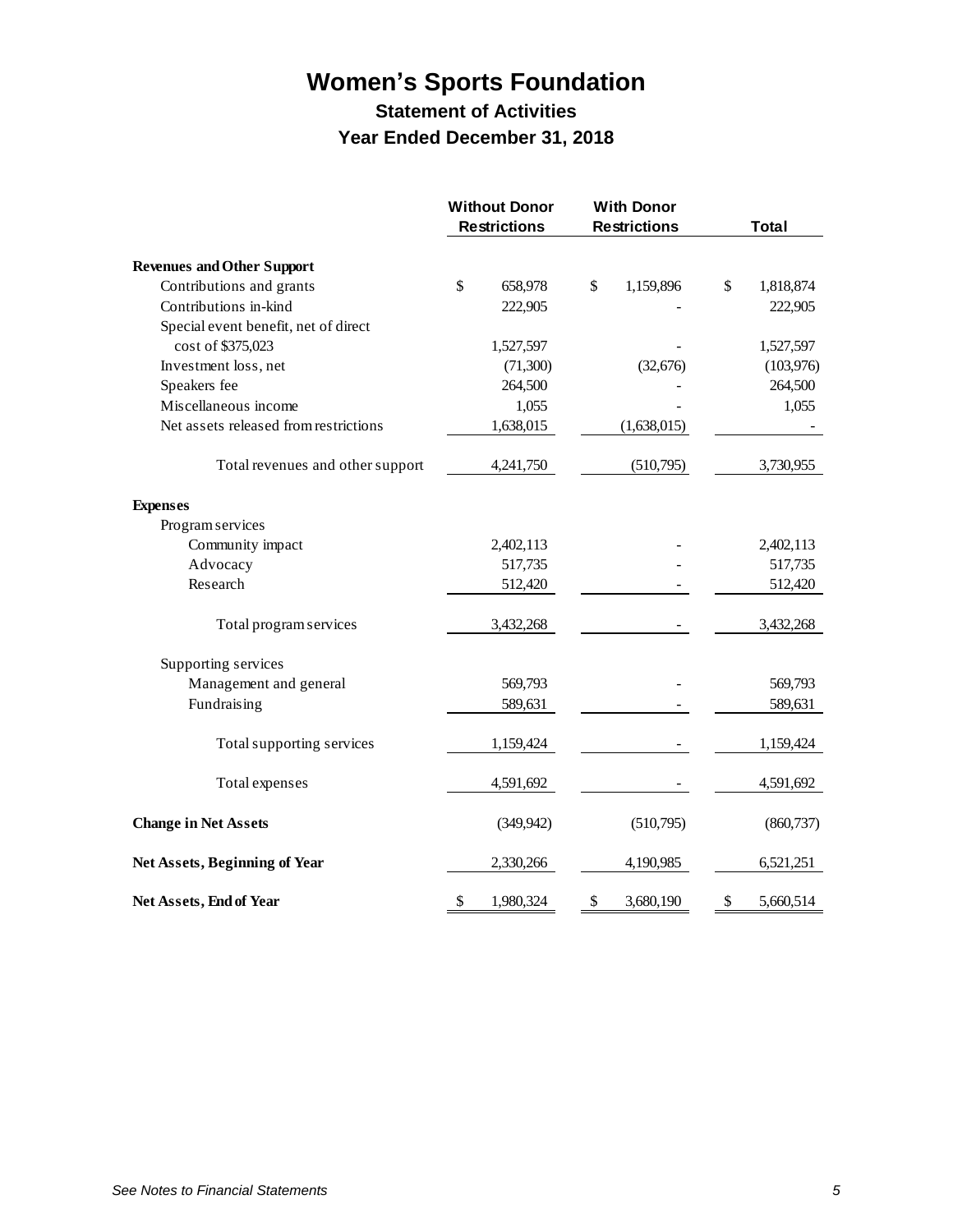# Women's Sports Foundation

## Statement of Activities

### Year Ended December 31, 2018

| | Without Donor Restrictions | With Donor Restrictions | Total |
|---|---|---|---|
| **Revenues and Other Support** | | | |
| Contributions and grants | $ 658,978 | $ 1,159,896 | $ 1,818,874 |
| Contributions in-kind | 222,905 | - | 222,905 |
| Special event benefit, net of direct cost of $375,023 | 1,527,597 | - | 1,527,597 |
| Investment loss, net | (71,300) | (32,676) | (103,976) |
| Speakers fee | 264,500 | - | 264,500 |
| Miscellaneous income | 1,055 | - | 1,055 |
| Net assets released from restrictions | 1,638,015 | (1,638,015) | - |
| Total revenues and other support | 4,241,750 | (510,795) | 3,730,955 |
| **Expenses** | | | |
| Program services | | | |
| Community impact | 2,402,113 | - | 2,402,113 |
| Advocacy | 517,735 | - | 517,735 |
| Research | 512,420 | - | 512,420 |
| Total program services | 3,432,268 | - | 3,432,268 |
| Supporting services | | | |
| Management and general | 569,793 | - | 569,793 |
| Fundraising | 589,631 | - | 589,631 |
| Total supporting services | 1,159,424 | - | 1,159,424 |
| Total expenses | 4,591,692 | - | 4,591,692 |
| **Change in Net Assets** | (349,942) | (510,795) | (860,737) |
| **Net Assets, Beginning of Year** | 2,330,266 | 4,190,985 | 6,521,251 |
| **Net Assets, End of Year** | $ 1,980,324 | $ 3,680,190 | $ 5,660,514 |

*See Notes to Financial Statements*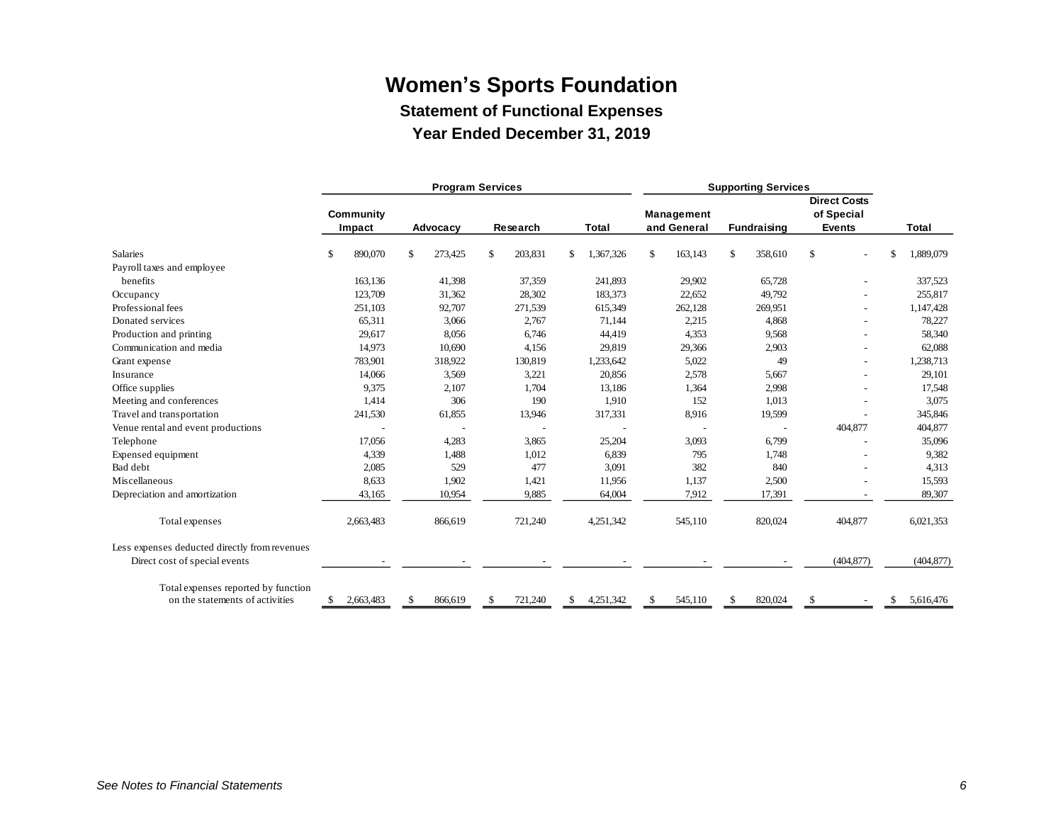# Women's Sports Foundation

## Statement of Functional Expenses

## Year Ended December 31, 2019

| | Program Services | | | | Supporting Services | | | |
|---|---|---|---|---|---|---|---|---|
| | Community Impact | Advocacy | Research | Total | Management and General | Fundraising | Direct Costs of Special Events | Total |
| Salaries | $ 890,070 | $ 273,425 | $ 203,831 | $ 1,367,326 | $ 163,143 | $ 358,610 | $ - | $ 1,889,079 |
| Payroll taxes and employee benefits | 163,136 | 41,398 | 37,359 | 241,893 | 29,902 | 65,728 | - | 337,523 |
| Occupancy | 123,709 | 31,362 | 28,302 | 183,373 | 22,652 | 49,792 | - | 255,817 |
| Professional fees | 251,103 | 92,707 | 271,539 | 615,349 | 262,128 | 269,951 | - | 1,147,428 |
| Donated services | 65,311 | 3,066 | 2,767 | 71,144 | 2,215 | 4,868 | - | 78,227 |
| Production and printing | 29,617 | 8,056 | 6,746 | 44,419 | 4,353 | 9,568 | - | 58,340 |
| Communication and media | 14,973 | 10,690 | 4,156 | 29,819 | 29,366 | 2,903 | - | 62,088 |
| Grant expense | 783,901 | 318,922 | 130,819 | 1,233,642 | 5,022 | 49 | - | 1,238,713 |
| Insurance | 14,066 | 3,569 | 3,221 | 20,856 | 2,578 | 5,667 | - | 29,101 |
| Office supplies | 9,375 | 2,107 | 1,704 | 13,186 | 1,364 | 2,998 | - | 17,548 |
| Meeting and conferences | 1,414 | 306 | 190 | 1,910 | 152 | 1,013 | - | 3,075 |
| Travel and transportation | 241,530 | 61,855 | 13,946 | 317,331 | 8,916 | 19,599 | - | 345,846 |
| Venue rental and event productions | - | - | - | - | - | - | 404,877 | 404,877 |
| Telephone | 17,056 | 4,283 | 3,865 | 25,204 | 3,093 | 6,799 | - | 35,096 |
| Expensed equipment | 4,339 | 1,488 | 1,012 | 6,839 | 795 | 1,748 | - | 9,382 |
| Bad debt | 2,085 | 529 | 477 | 3,091 | 382 | 840 | - | 4,313 |
| Miscellaneous | 8,633 | 1,902 | 1,421 | 11,956 | 1,137 | 2,500 | - | 15,593 |
| Depreciation and amortization | 43,165 | 10,954 | 9,885 | 64,004 | 7,912 | 17,391 | - | 89,307 |
| Total expenses | 2,663,483 | 866,619 | 721,240 | 4,251,342 | 545,110 | 820,024 | 404,877 | 6,021,353 |
| Less expenses deducted directly from revenues | | | | | | | | |
| Direct cost of special events | - | - | - | - | - | - | (404,877) | (404,877) |
| Total expenses reported by function on the statements of activities | $ 2,663,483 | $ 866,619 | $ 721,240 | $ 4,251,342 | $ 545,110 | $ 820,024 | $ - | $ 5,616,476 |

*See Notes to Financial Statements*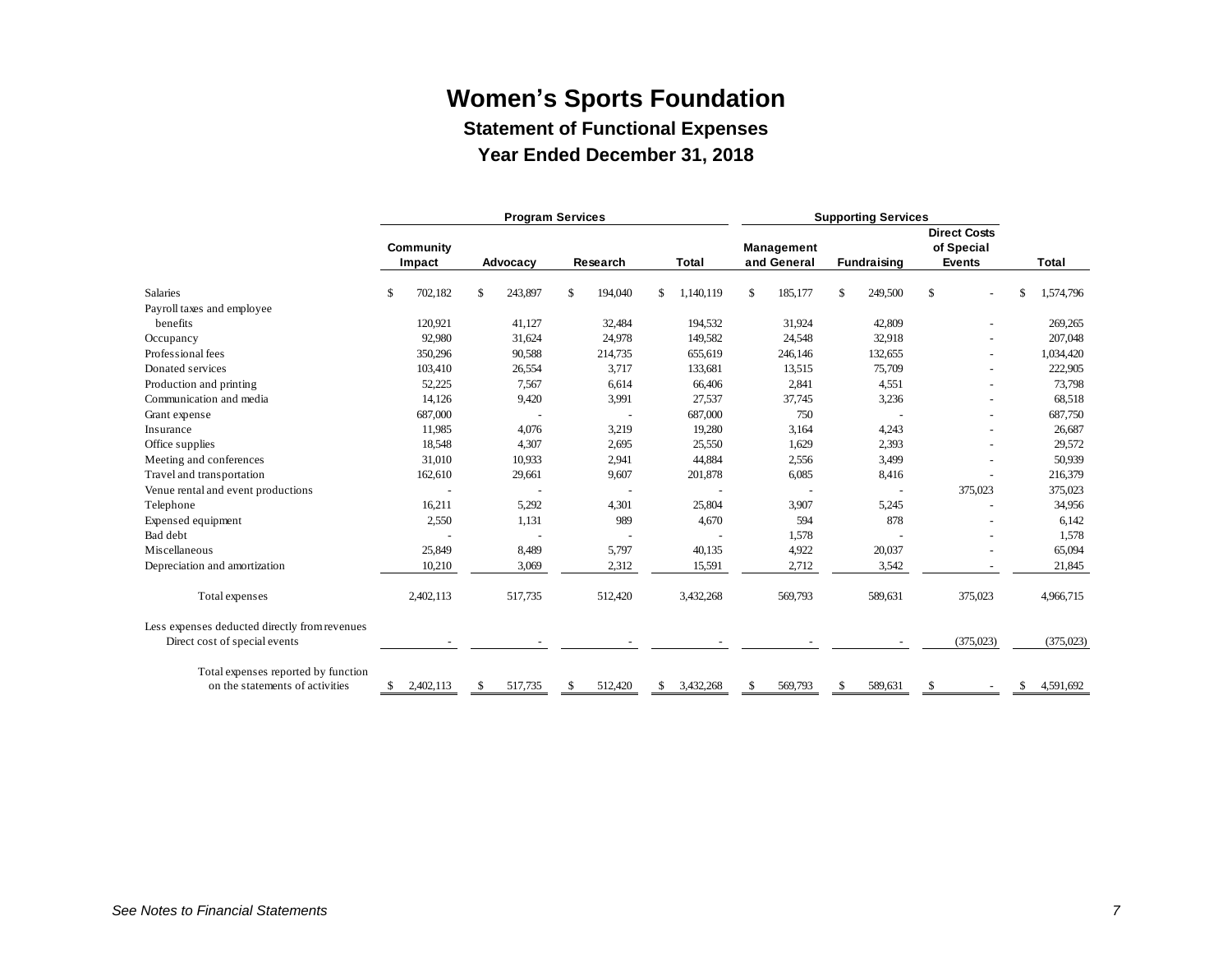# Women's Sports Foundation

## Statement of Functional Expenses

## Year Ended December 31, 2018

| | Program Services | | | | Supporting Services | | | |
|---|---|---|---|---|---|---|---|---|
| | Community Impact | Advocacy | Research | Total | Management and General | Fundraising | Direct Costs of Special Events | Total |
| Salaries | $ 702,182 | $ 243,897 | $ 194,040 | $ 1,140,119 | $ 185,177 | $ 249,500 | $ - | $ 1,574,796 |
| Payroll taxes and employee benefits | 120,921 | 41,127 | 32,484 | 194,532 | 31,924 | 42,809 | - | 269,265 |
| Occupancy | 92,980 | 31,624 | 24,978 | 149,582 | 24,548 | 32,918 | - | 207,048 |
| Professional fees | 350,296 | 90,588 | 214,735 | 655,619 | 246,146 | 132,655 | - | 1,034,420 |
| Donated services | 103,410 | 26,554 | 3,717 | 133,681 | 13,515 | 75,709 | - | 222,905 |
| Production and printing | 52,225 | 7,567 | 6,614 | 66,406 | 2,841 | 4,551 | - | 73,798 |
| Communication and media | 14,126 | 9,420 | 3,991 | 27,537 | 37,745 | 3,236 | - | 68,518 |
| Grant expense | 687,000 | - | - | 687,000 | 750 | - | - | 687,750 |
| Insurance | 11,985 | 4,076 | 3,219 | 19,280 | 3,164 | 4,243 | - | 26,687 |
| Office supplies | 18,548 | 4,307 | 2,695 | 25,550 | 1,629 | 2,393 | - | 29,572 |
| Meeting and conferences | 31,010 | 10,933 | 2,941 | 44,884 | 2,556 | 3,499 | - | 50,939 |
| Travel and transportation | 162,610 | 29,661 | 9,607 | 201,878 | 6,085 | 8,416 | - | 216,379 |
| Venue rental and event productions | - | - | - | - | - | - | 375,023 | 375,023 |
| Telephone | 16,211 | 5,292 | 4,301 | 25,804 | 3,907 | 5,245 | - | 34,956 |
| Expensed equipment | 2,550 | 1,131 | 989 | 4,670 | 594 | 878 | - | 6,142 |
| Bad debt | - | - | - | - | 1,578 | - | - | 1,578 |
| Miscellaneous | 25,849 | 8,489 | 5,797 | 40,135 | 4,922 | 20,037 | - | 65,094 |
| Depreciation and amortization | 10,210 | 3,069 | 2,312 | 15,591 | 2,712 | 3,542 | - | 21,845 |
| Total expenses | 2,402,113 | 517,735 | 512,420 | 3,432,268 | 569,793 | 589,631 | 375,023 | 4,966,715 |
| Less expenses deducted directly from revenues | | | | | | | | |
| Direct cost of special events | - | - | - | - | - | - | (375,023) | (375,023) |
| Total expenses reported by function on the statements of activities | $ 2,402,113 | $ 517,735 | $ 512,420 | $ 3,432,268 | $ 569,793 | $ 589,631 | $ - | $ 4,591,692 |

*See Notes to Financial Statements*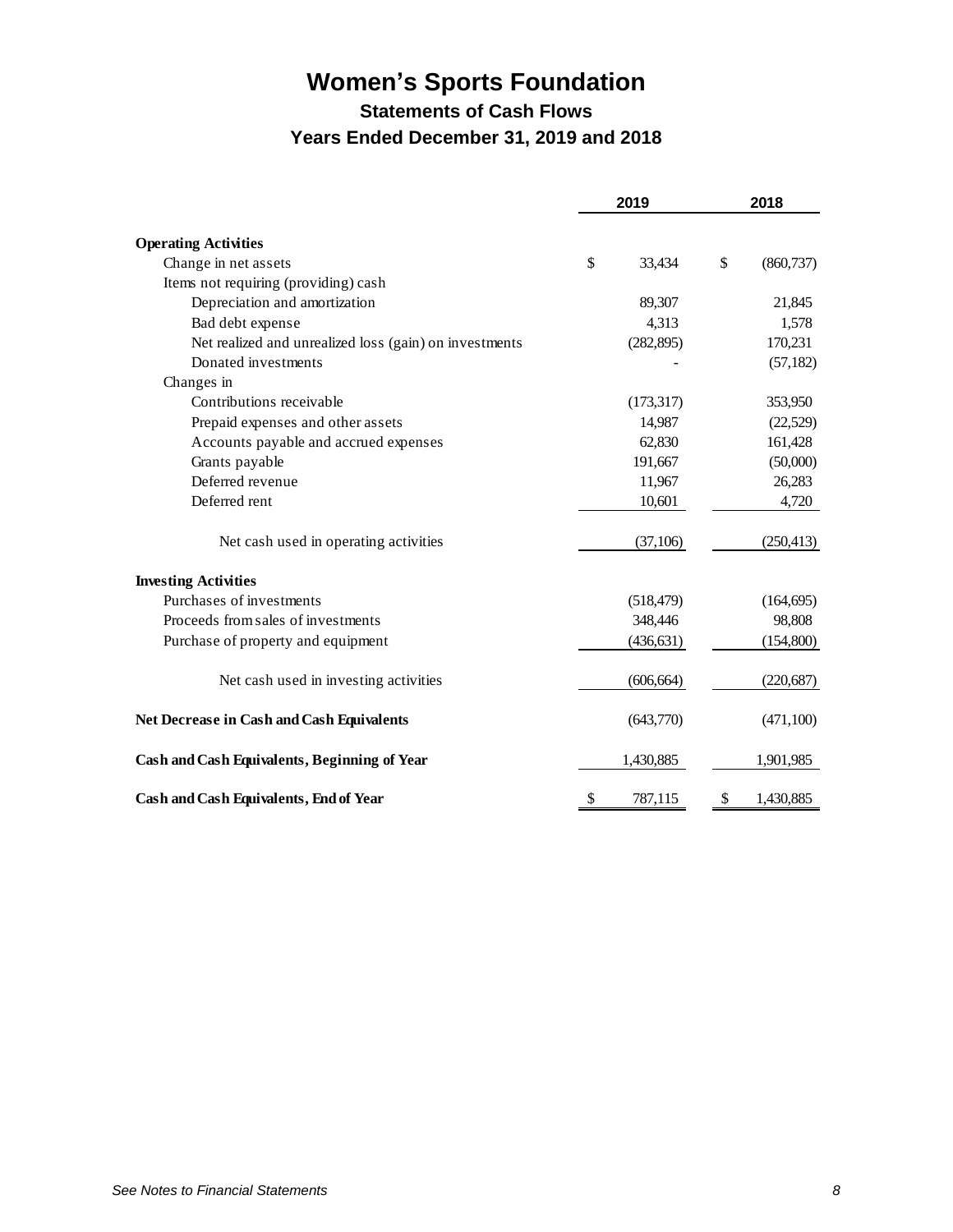# Women's Sports Foundation

## Statements of Cash Flows

### Years Ended December 31, 2019 and 2018

| | 2019 | 2018 |
|---|---|---|
| **Operating Activities** | | |
| Change in net assets | $ 33,434 | $ (860,737) |
| Items not requiring (providing) cash | | |
| Depreciation and amortization | 89,307 | 21,845 |
| Bad debt expense | 4,313 | 1,578 |
| Net realized and unrealized loss (gain) on investments | (282,895) | 170,231 |
| Donated investments | - | (57,182) |
| Changes in | | |
| Contributions receivable | (173,317) | 353,950 |
| Prepaid expenses and other assets | 14,987 | (22,529) |
| Accounts payable and accrued expenses | 62,830 | 161,428 |
| Grants payable | 191,667 | (50,000) |
| Deferred revenue | 11,967 | 26,283 |
| Deferred rent | 10,601 | 4,720 |
| Net cash used in operating activities | (37,106) | (250,413) |
| **Investing Activities** | | |
| Purchases of investments | (518,479) | (164,695) |
| Proceeds from sales of investments | 348,446 | 98,808 |
| Purchase of property and equipment | (436,631) | (154,800) |
| Net cash used in investing activities | (606,664) | (220,687) |
| **Net Decrease in Cash and Cash Equivalents** | (643,770) | (471,100) |
| **Cash and Cash Equivalents, Beginning of Year** | 1,430,885 | 1,901,985 |
| **Cash and Cash Equivalents, End of Year** | $ 787,115 | $ 1,430,885 |

*See Notes to Financial Statements*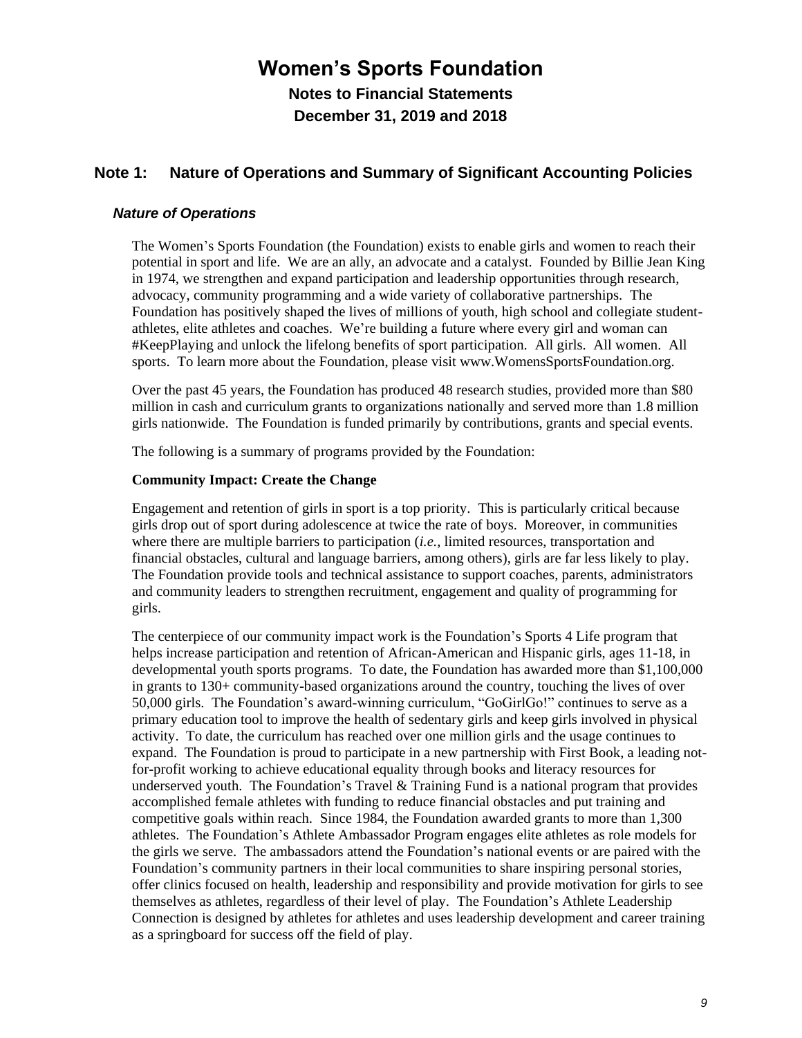# Women's Sports Foundation

**Notes to Financial Statements**

**December 31, 2019 and 2018**

## Note 1: Nature of Operations and Summary of Significant Accounting Policies

### *Nature of Operations*

The Women's Sports Foundation (the Foundation) exists to enable girls and women to reach their potential in sport and life. We are an ally, an advocate and a catalyst. Founded by Billie Jean King in 1974, we strengthen and expand participation and leadership opportunities through research, advocacy, community programming and a wide variety of collaborative partnerships. The Foundation has positively shaped the lives of millions of youth, high school and collegiate student-athletes, elite athletes and coaches. We're building a future where every girl and woman can #KeepPlaying and unlock the lifelong benefits of sport participation. All girls. All women. All sports. To learn more about the Foundation, please visit www.WomensSportsFoundation.org.

Over the past 45 years, the Foundation has produced 48 research studies, provided more than $80 million in cash and curriculum grants to organizations nationally and served more than 1.8 million girls nationwide. The Foundation is funded primarily by contributions, grants and special events.

The following is a summary of programs provided by the Foundation:

**Community Impact: Create the Change**

Engagement and retention of girls in sport is a top priority. This is particularly critical because girls drop out of sport during adolescence at twice the rate of boys. Moreover, in communities where there are multiple barriers to participation (*i.e.*, limited resources, transportation and financial obstacles, cultural and language barriers, among others), girls are far less likely to play. The Foundation provide tools and technical assistance to support coaches, parents, administrators and community leaders to strengthen recruitment, engagement and quality of programming for girls.

The centerpiece of our community impact work is the Foundation's Sports 4 Life program that helps increase participation and retention of African-American and Hispanic girls, ages 11-18, in developmental youth sports programs. To date, the Foundation has awarded more than $1,100,000 in grants to 130+ community-based organizations around the country, touching the lives of over 50,000 girls. The Foundation's award-winning curriculum, "GoGirlGo!" continues to serve as a primary education tool to improve the health of sedentary girls and keep girls involved in physical activity. To date, the curriculum has reached over one million girls and the usage continues to expand. The Foundation is proud to participate in a new partnership with First Book, a leading not-for-profit working to achieve educational equality through books and literacy resources for underserved youth. The Foundation's Travel & Training Fund is a national program that provides accomplished female athletes with funding to reduce financial obstacles and put training and competitive goals within reach. Since 1984, the Foundation awarded grants to more than 1,300 athletes. The Foundation's Athlete Ambassador Program engages elite athletes as role models for the girls we serve. The ambassadors attend the Foundation's national events or are paired with the Foundation's community partners in their local communities to share inspiring personal stories, offer clinics focused on health, leadership and responsibility and provide motivation for girls to see themselves as athletes, regardless of their level of play. The Foundation's Athlete Leadership Connection is designed by athletes for athletes and uses leadership development and career training as a springboard for success off the field of play.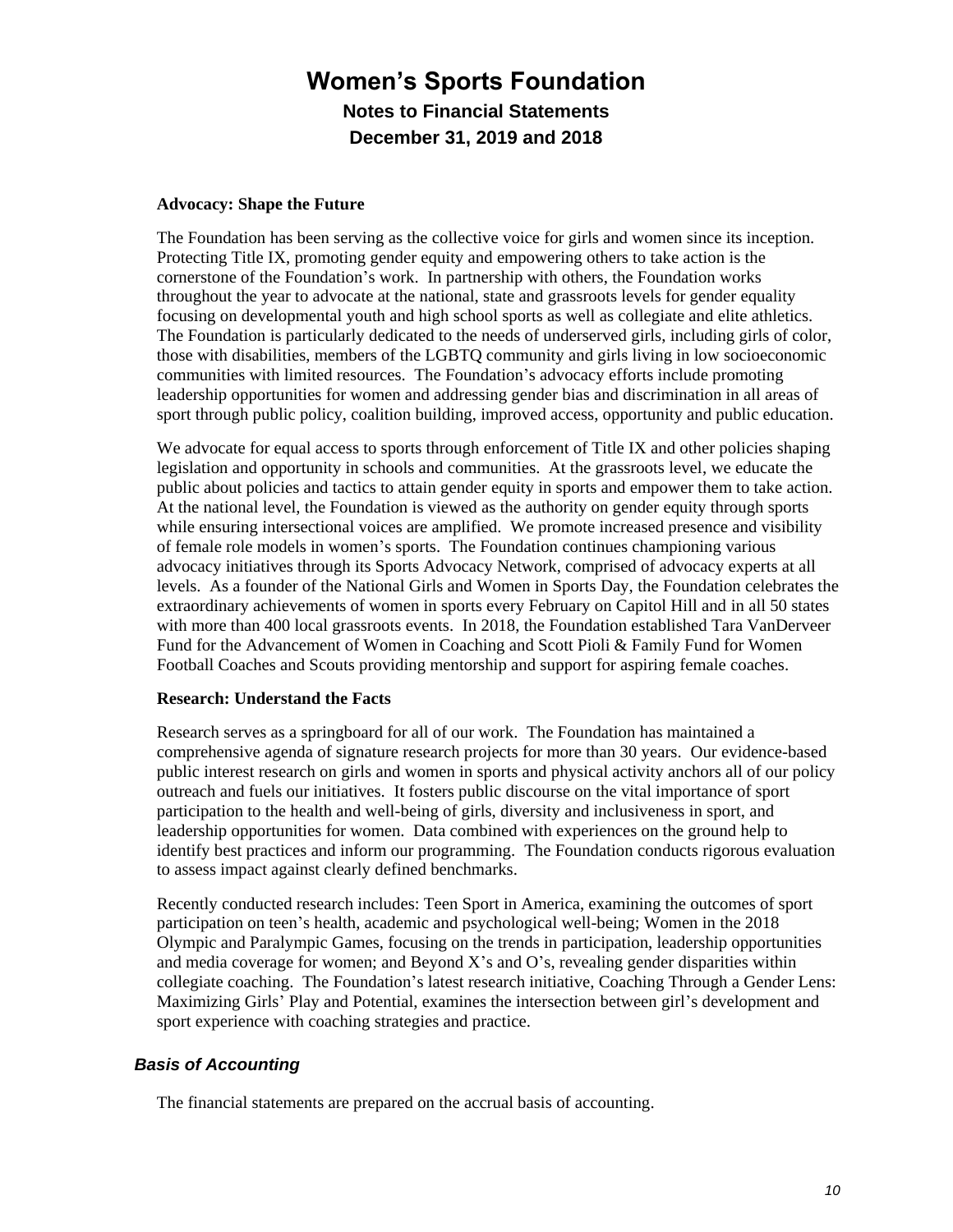**Advocacy: Shape the Future**

The Foundation has been serving as the collective voice for girls and women since its inception. Protecting Title IX, promoting gender equity and empowering others to take action is the cornerstone of the Foundation's work. In partnership with others, the Foundation works throughout the year to advocate at the national, state and grassroots levels for gender equality focusing on developmental youth and high school sports as well as collegiate and elite athletics. The Foundation is particularly dedicated to the needs of underserved girls, including girls of color, those with disabilities, members of the LGBTQ community and girls living in low socioeconomic communities with limited resources. The Foundation's advocacy efforts include promoting leadership opportunities for women and addressing gender bias and discrimination in all areas of sport through public policy, coalition building, improved access, opportunity and public education.

We advocate for equal access to sports through enforcement of Title IX and other policies shaping legislation and opportunity in schools and communities. At the grassroots level, we educate the public about policies and tactics to attain gender equity in sports and empower them to take action. At the national level, the Foundation is viewed as the authority on gender equity through sports while ensuring intersectional voices are amplified. We promote increased presence and visibility of female role models in women's sports. The Foundation continues championing various advocacy initiatives through its Sports Advocacy Network, comprised of advocacy experts at all levels. As a founder of the National Girls and Women in Sports Day, the Foundation celebrates the extraordinary achievements of women in sports every February on Capitol Hill and in all 50 states with more than 400 local grassroots events. In 2018, the Foundation established Tara VanDerveer Fund for the Advancement of Women in Coaching and Scott Pioli & Family Fund for Women Football Coaches and Scouts providing mentorship and support for aspiring female coaches.

**Research: Understand the Facts**

Research serves as a springboard for all of our work. The Foundation has maintained a comprehensive agenda of signature research projects for more than 30 years. Our evidence-based public interest research on girls and women in sports and physical activity anchors all of our policy outreach and fuels our initiatives. It fosters public discourse on the vital importance of sport participation to the health and well-being of girls, diversity and inclusiveness in sport, and leadership opportunities for women. Data combined with experiences on the ground help to identify best practices and inform our programming. The Foundation conducts rigorous evaluation to assess impact against clearly defined benchmarks.

Recently conducted research includes: Teen Sport in America, examining the outcomes of sport participation on teen's health, academic and psychological well-being; Women in the 2018 Olympic and Paralympic Games, focusing on the trends in participation, leadership opportunities and media coverage for women; and Beyond X's and O's, revealing gender disparities within collegiate coaching. The Foundation's latest research initiative, Coaching Through a Gender Lens: Maximizing Girls' Play and Potential, examines the intersection between girl's development and sport experience with coaching strategies and practice.

### *Basis of Accounting*

The financial statements are prepared on the accrual basis of accounting.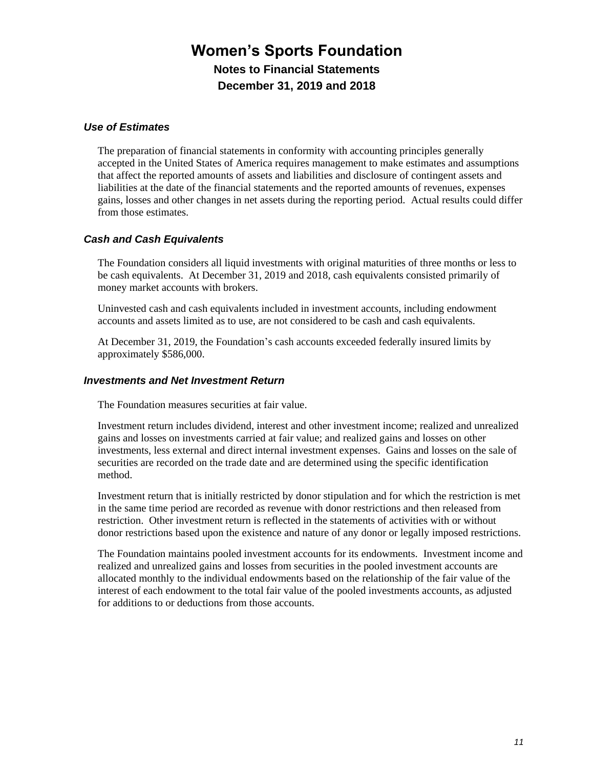# Women's Sports Foundation

## Notes to Financial Statements

## December 31, 2019 and 2018

### *Use of Estimates*

The preparation of financial statements in conformity with accounting principles generally accepted in the United States of America requires management to make estimates and assumptions that affect the reported amounts of assets and liabilities and disclosure of contingent assets and liabilities at the date of the financial statements and the reported amounts of revenues, expenses gains, losses and other changes in net assets during the reporting period. Actual results could differ from those estimates.

### *Cash and Cash Equivalents*

The Foundation considers all liquid investments with original maturities of three months or less to be cash equivalents. At December 31, 2019 and 2018, cash equivalents consisted primarily of money market accounts with brokers.

Uninvested cash and cash equivalents included in investment accounts, including endowment accounts and assets limited as to use, are not considered to be cash and cash equivalents.

At December 31, 2019, the Foundation's cash accounts exceeded federally insured limits by approximately $586,000.

### *Investments and Net Investment Return*

The Foundation measures securities at fair value.

Investment return includes dividend, interest and other investment income; realized and unrealized gains and losses on investments carried at fair value; and realized gains and losses on other investments, less external and direct internal investment expenses. Gains and losses on the sale of securities are recorded on the trade date and are determined using the specific identification method.

Investment return that is initially restricted by donor stipulation and for which the restriction is met in the same time period are recorded as revenue with donor restrictions and then released from restriction. Other investment return is reflected in the statements of activities with or without donor restrictions based upon the existence and nature of any donor or legally imposed restrictions.

The Foundation maintains pooled investment accounts for its endowments. Investment income and realized and unrealized gains and losses from securities in the pooled investment accounts are allocated monthly to the individual endowments based on the relationship of the fair value of the interest of each endowment to the total fair value of the pooled investments accounts, as adjusted for additions to or deductions from those accounts.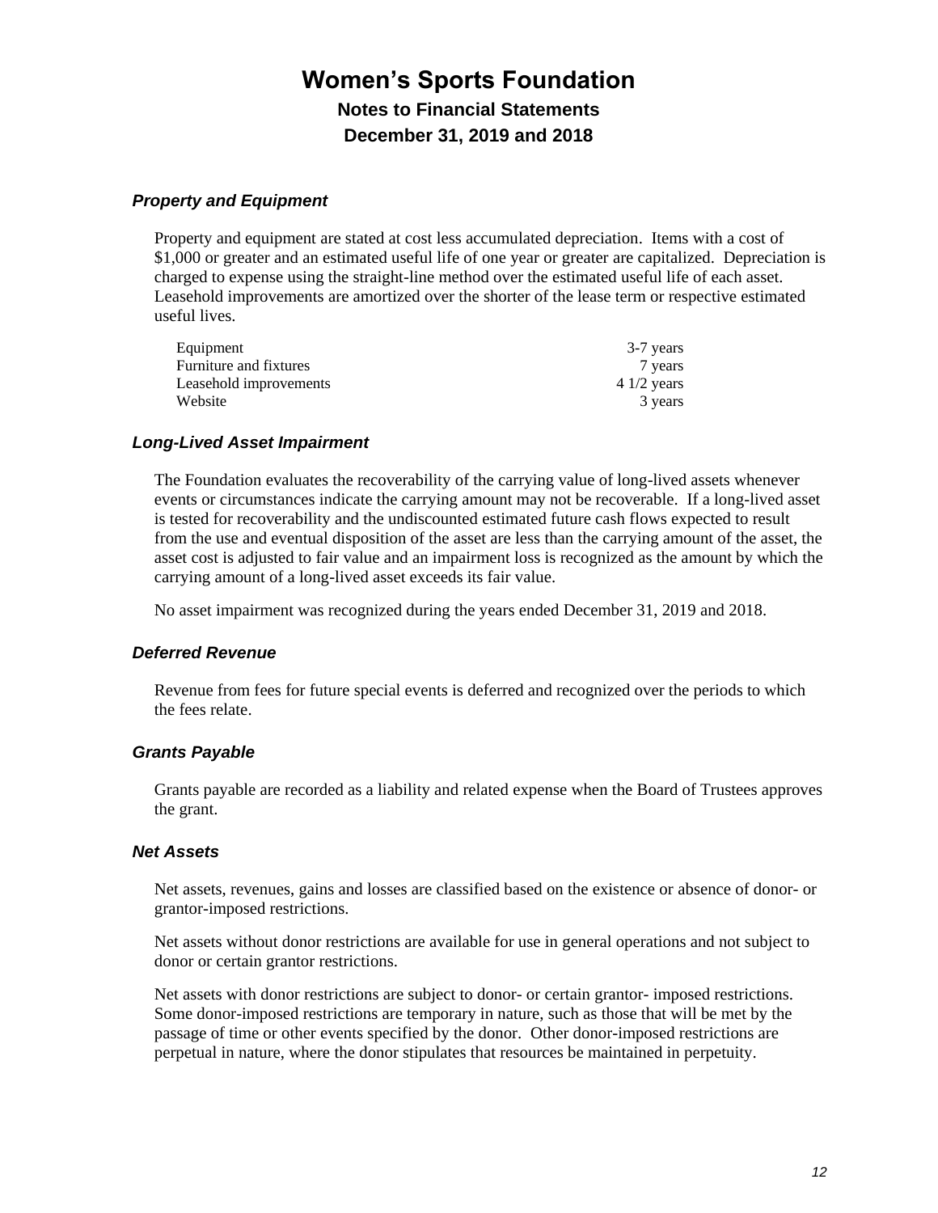# Women's Sports Foundation

## Notes to Financial Statements

## December 31, 2019 and 2018

### *Property and Equipment*

Property and equipment are stated at cost less accumulated depreciation. Items with a cost of $1,000 or greater and an estimated useful life of one year or greater are capitalized. Depreciation is charged to expense using the straight-line method over the estimated useful life of each asset. Leasehold improvements are amortized over the shorter of the lease term or respective estimated useful lives.

| | |
|---|---|
| Equipment | 3-7 years |
| Furniture and fixtures | 7 years |
| Leasehold improvements | 4 1/2 years |
| Website | 3 years |

### *Long-Lived Asset Impairment*

The Foundation evaluates the recoverability of the carrying value of long-lived assets whenever events or circumstances indicate the carrying amount may not be recoverable. If a long-lived asset is tested for recoverability and the undiscounted estimated future cash flows expected to result from the use and eventual disposition of the asset are less than the carrying amount of the asset, the asset cost is adjusted to fair value and an impairment loss is recognized as the amount by which the carrying amount of a long-lived asset exceeds its fair value.

No asset impairment was recognized during the years ended December 31, 2019 and 2018.

### *Deferred Revenue*

Revenue from fees for future special events is deferred and recognized over the periods to which the fees relate.

### *Grants Payable*

Grants payable are recorded as a liability and related expense when the Board of Trustees approves the grant.

### *Net Assets*

Net assets, revenues, gains and losses are classified based on the existence or absence of donor- or grantor-imposed restrictions.

Net assets without donor restrictions are available for use in general operations and not subject to donor or certain grantor restrictions.

Net assets with donor restrictions are subject to donor- or certain grantor- imposed restrictions. Some donor-imposed restrictions are temporary in nature, such as those that will be met by the passage of time or other events specified by the donor. Other donor-imposed restrictions are perpetual in nature, where the donor stipulates that resources be maintained in perpetuity.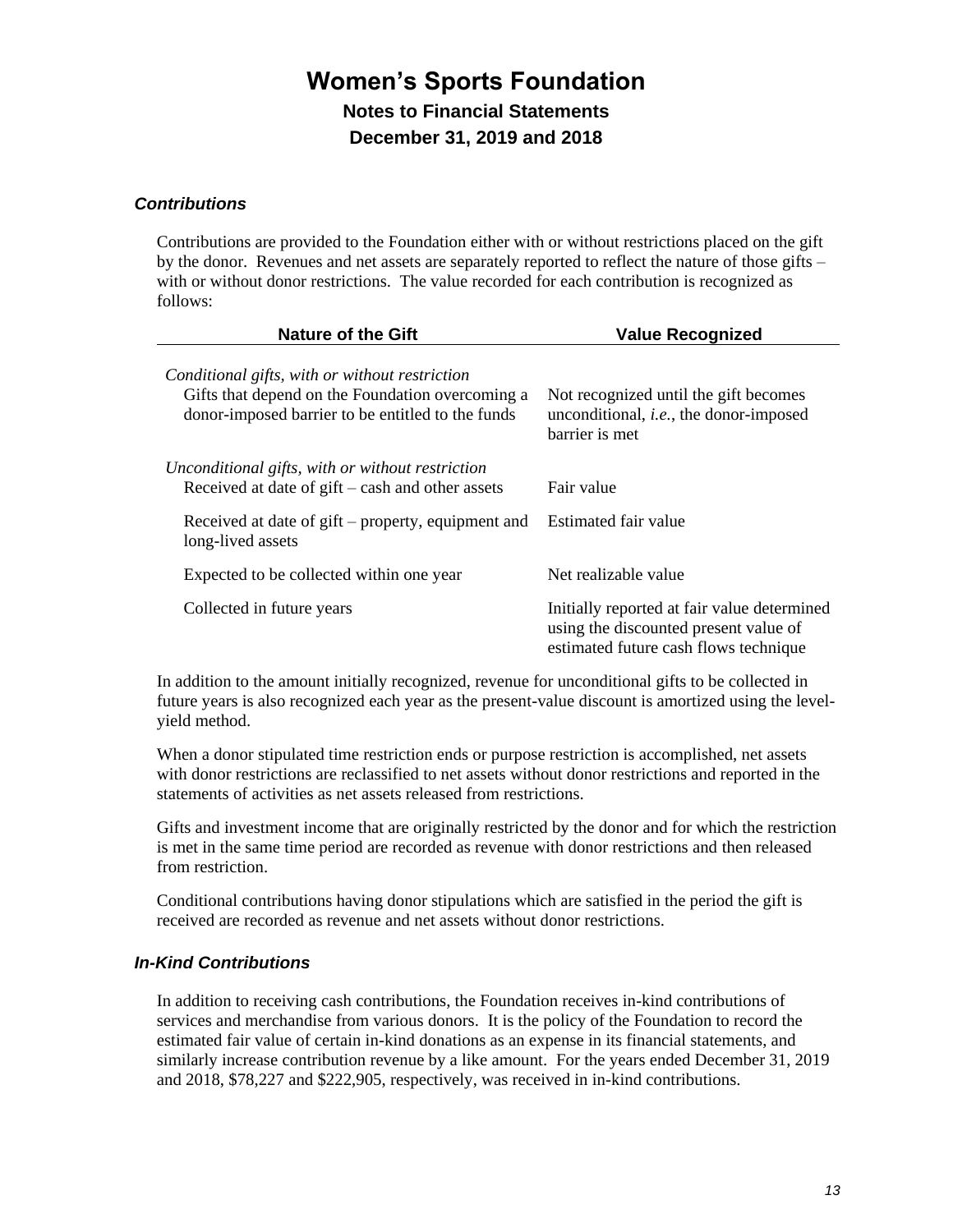### *Contributions*

Contributions are provided to the Foundation either with or without restrictions placed on the gift by the donor. Revenues and net assets are separately reported to reflect the nature of those gifts – with or without donor restrictions. The value recorded for each contribution is recognized as follows:

| Nature of the Gift | Value Recognized |
|---|---|
| *Conditional gifts, with or without restriction* | |
| Gifts that depend on the Foundation overcoming a donor-imposed barrier to be entitled to the funds | Not recognized until the gift becomes unconditional, *i.e.*, the donor-imposed barrier is met |
| *Unconditional gifts, with or without restriction* | |
| Received at date of gift – cash and other assets | Fair value |
| Received at date of gift – property, equipment and long-lived assets | Estimated fair value |
| Expected to be collected within one year | Net realizable value |
| Collected in future years | Initially reported at fair value determined using the discounted present value of estimated future cash flows technique |

In addition to the amount initially recognized, revenue for unconditional gifts to be collected in future years is also recognized each year as the present-value discount is amortized using the level-yield method.

When a donor stipulated time restriction ends or purpose restriction is accomplished, net assets with donor restrictions are reclassified to net assets without donor restrictions and reported in the statements of activities as net assets released from restrictions.

Gifts and investment income that are originally restricted by the donor and for which the restriction is met in the same time period are recorded as revenue with donor restrictions and then released from restriction.

Conditional contributions having donor stipulations which are satisfied in the period the gift is received are recorded as revenue and net assets without donor restrictions.

### *In-Kind Contributions*

In addition to receiving cash contributions, the Foundation receives in-kind contributions of services and merchandise from various donors. It is the policy of the Foundation to record the estimated fair value of certain in-kind donations as an expense in its financial statements, and similarly increase contribution revenue by a like amount. For the years ended December 31, 2019 and 2018, $78,227 and $222,905, respectively, was received in in-kind contributions.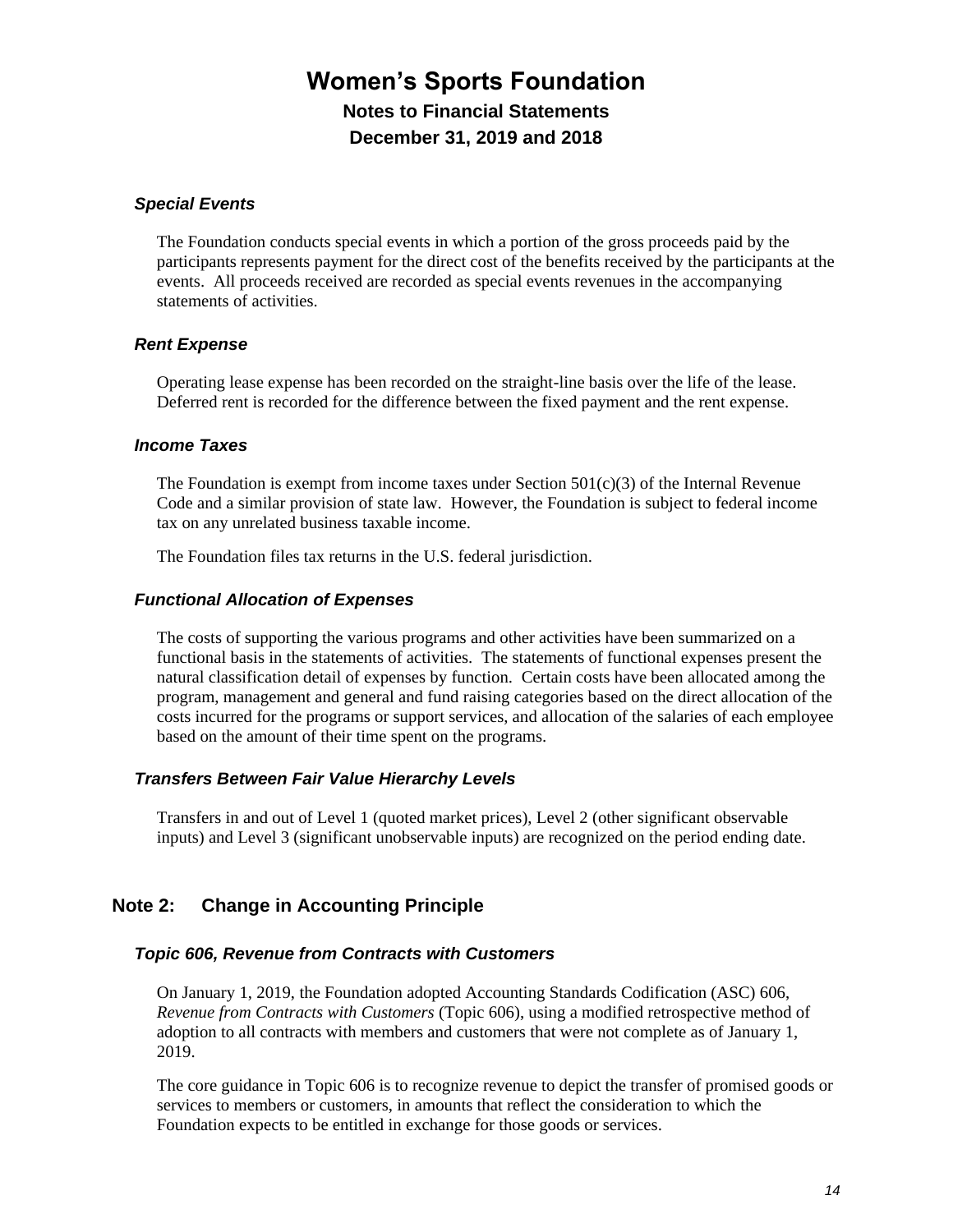# Women's Sports Foundation

## Notes to Financial Statements

## December 31, 2019 and 2018

### *Special Events*

The Foundation conducts special events in which a portion of the gross proceeds paid by the participants represents payment for the direct cost of the benefits received by the participants at the events. All proceeds received are recorded as special events revenues in the accompanying statements of activities.

### *Rent Expense*

Operating lease expense has been recorded on the straight-line basis over the life of the lease. Deferred rent is recorded for the difference between the fixed payment and the rent expense.

### *Income Taxes*

The Foundation is exempt from income taxes under Section 501(c)(3) of the Internal Revenue Code and a similar provision of state law. However, the Foundation is subject to federal income tax on any unrelated business taxable income.

The Foundation files tax returns in the U.S. federal jurisdiction.

### *Functional Allocation of Expenses*

The costs of supporting the various programs and other activities have been summarized on a functional basis in the statements of activities. The statements of functional expenses present the natural classification detail of expenses by function. Certain costs have been allocated among the program, management and general and fund raising categories based on the direct allocation of the costs incurred for the programs or support services, and allocation of the salaries of each employee based on the amount of their time spent on the programs.

### *Transfers Between Fair Value Hierarchy Levels*

Transfers in and out of Level 1 (quoted market prices), Level 2 (other significant observable inputs) and Level 3 (significant unobservable inputs) are recognized on the period ending date.

## Note 2: Change in Accounting Principle

### *Topic 606, Revenue from Contracts with Customers*

On January 1, 2019, the Foundation adopted Accounting Standards Codification (ASC) 606, *Revenue from Contracts with Customers* (Topic 606), using a modified retrospective method of adoption to all contracts with members and customers that were not complete as of January 1, 2019.

The core guidance in Topic 606 is to recognize revenue to depict the transfer of promised goods or services to members or customers, in amounts that reflect the consideration to which the Foundation expects to be entitled in exchange for those goods or services.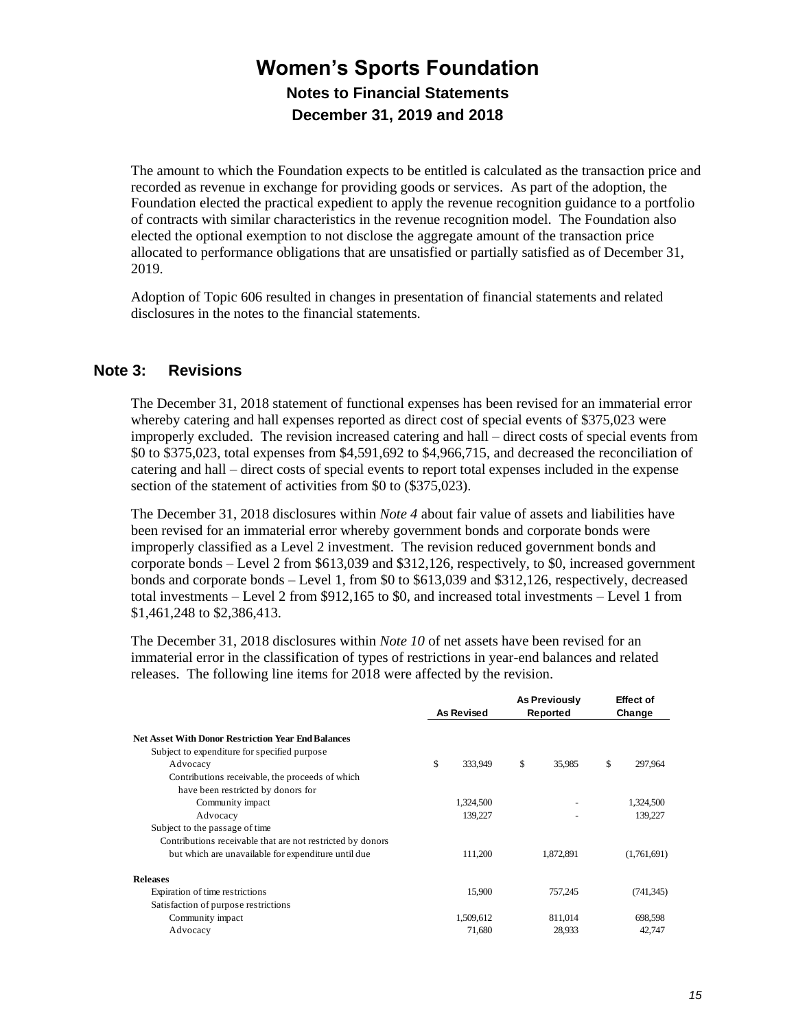The amount to which the Foundation expects to be entitled is calculated as the transaction price and recorded as revenue in exchange for providing goods or services. As part of the adoption, the Foundation elected the practical expedient to apply the revenue recognition guidance to a portfolio of contracts with similar characteristics in the revenue recognition model. The Foundation also elected the optional exemption to not disclose the aggregate amount of the transaction price allocated to performance obligations that are unsatisfied or partially satisfied as of December 31, 2019.

Adoption of Topic 606 resulted in changes in presentation of financial statements and related disclosures in the notes to the financial statements.

## Note 3: Revisions

The December 31, 2018 statement of functional expenses has been revised for an immaterial error whereby catering and hall expenses reported as direct cost of special events of $375,023 were improperly excluded. The revision increased catering and hall – direct costs of special events from $0 to $375,023, total expenses from $4,591,692 to $4,966,715, and decreased the reconciliation of catering and hall – direct costs of special events to report total expenses included in the expense section of the statement of activities from $0 to ($375,023).

The December 31, 2018 disclosures within *Note 4* about fair value of assets and liabilities have been revised for an immaterial error whereby government bonds and corporate bonds were improperly classified as a Level 2 investment. The revision reduced government bonds and corporate bonds – Level 2 from $613,039 and $312,126, respectively, to $0, increased government bonds and corporate bonds – Level 1, from $0 to $613,039 and $312,126, respectively, decreased total investments – Level 2 from $912,165 to $0, and increased total investments – Level 1 from $1,461,248 to $2,386,413.

The December 31, 2018 disclosures within *Note 10* of net assets have been revised for an immaterial error in the classification of types of restrictions in year-end balances and related releases. The following line items for 2018 were affected by the revision.

| | As Revised | As Previously Reported | Effect of Change |
|---|---|---|---|
| **Net Asset With Donor Restriction Year End Balances** | | | |
| Subject to expenditure for specified purpose | | | |
| Advocacy | $ 333,949 | $ 35,985 | $ 297,964 |
| Contributions receivable, the proceeds of which have been restricted by donors for | | | |
| Community impact | 1,324,500 | - | 1,324,500 |
| Advocacy | 139,227 | - | 139,227 |
| Subject to the passage of time | | | |
| Contributions receivable that are not restricted by donors but which are unavailable for expenditure until due | 111,200 | 1,872,891 | (1,761,691) |
| **Releases** | | | |
| Expiration of time restrictions | 15,900 | 757,245 | (741,345) |
| Satisfaction of purpose restrictions | | | |
| Community impact | 1,509,612 | 811,014 | 698,598 |
| Advocacy | 71,680 | 28,933 | 42,747 |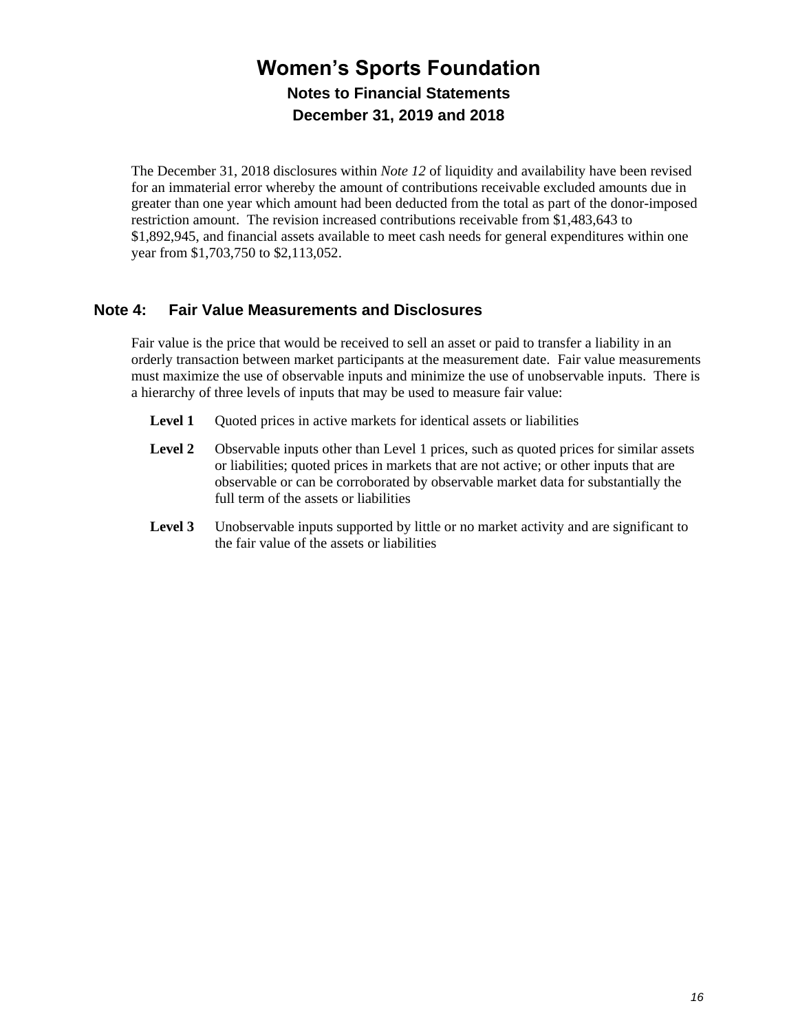The December 31, 2018 disclosures within *Note 12* of liquidity and availability have been revised for an immaterial error whereby the amount of contributions receivable excluded amounts due in greater than one year which amount had been deducted from the total as part of the donor-imposed restriction amount. The revision increased contributions receivable from $1,483,643 to $1,892,945, and financial assets available to meet cash needs for general expenditures within one year from $1,703,750 to $2,113,052.

## Note 4: Fair Value Measurements and Disclosures

Fair value is the price that would be received to sell an asset or paid to transfer a liability in an orderly transaction between market participants at the measurement date. Fair value measurements must maximize the use of observable inputs and minimize the use of unobservable inputs. There is a hierarchy of three levels of inputs that may be used to measure fair value:

**Level 1** Quoted prices in active markets for identical assets or liabilities

**Level 2** Observable inputs other than Level 1 prices, such as quoted prices for similar assets or liabilities; quoted prices in markets that are not active; or other inputs that are observable or can be corroborated by observable market data for substantially the full term of the assets or liabilities

**Level 3** Unobservable inputs supported by little or no market activity and are significant to the fair value of the assets or liabilities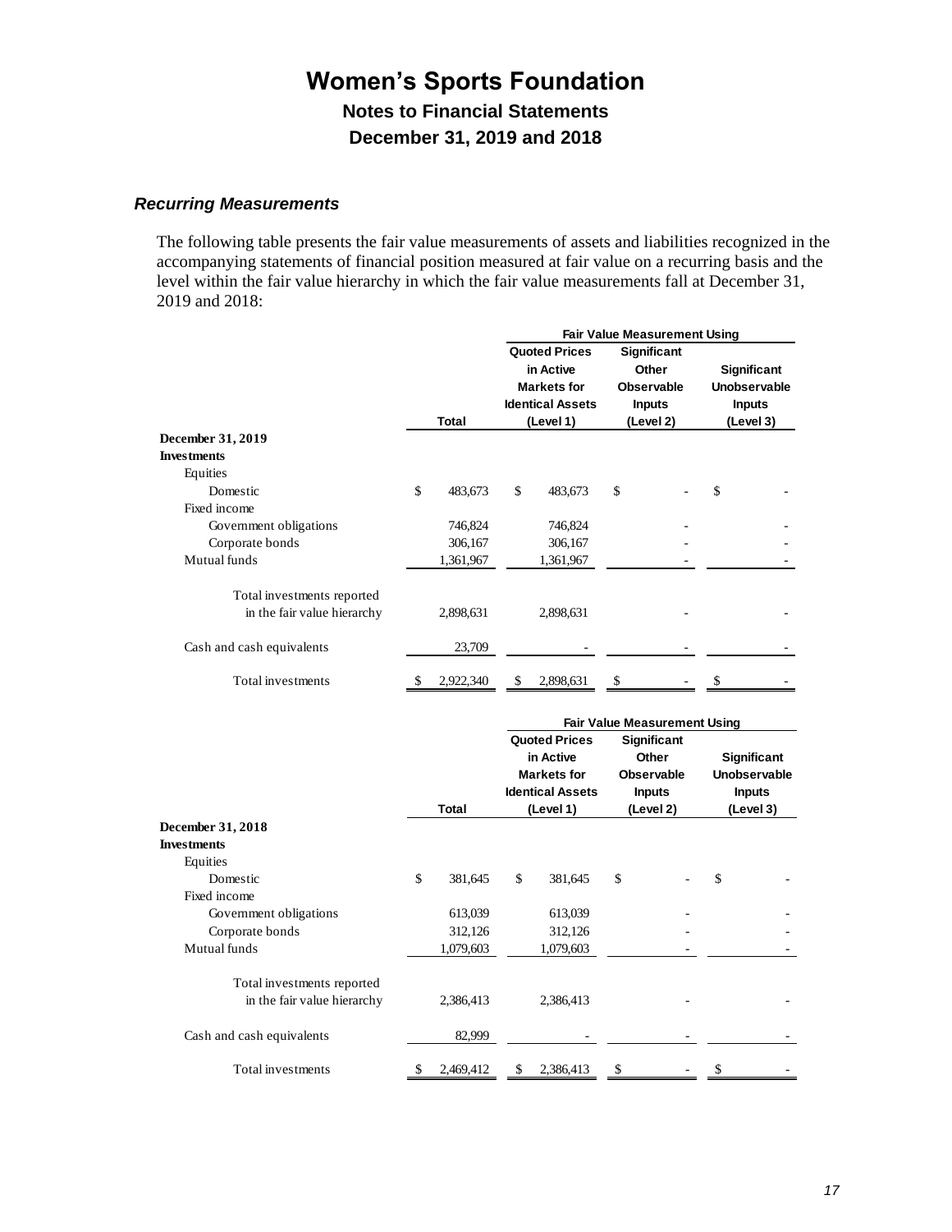# Women's Sports Foundation

## Notes to Financial Statements

## December 31, 2019 and 2018

### *Recurring Measurements*

The following table presents the fair value measurements of assets and liabilities recognized in the accompanying statements of financial position measured at fair value on a recurring basis and the level within the fair value hierarchy in which the fair value measurements fall at December 31, 2019 and 2018:

| | | Fair Value Measurement Using | | |
|---|---|---|---|---|
| | **Total** | **Quoted Prices in Active Markets for Identical Assets (Level 1)** | **Significant Other Observable Inputs (Level 2)** | **Significant Unobservable Inputs (Level 3)** |
| **December 31, 2019** | | | | |
| **Investments** | | | | |
| Equities | | | | |
| Domestic | $ 483,673 | $ 483,673 | $ - | $ - |
| Fixed income | | | | |
| Government obligations | 746,824 | 746,824 | - | - |
| Corporate bonds | 306,167 | 306,167 | - | - |
| Mutual funds | 1,361,967 | 1,361,967 | - | - |
| Total investments reported in the fair value hierarchy | 2,898,631 | 2,898,631 | - | - |
| Cash and cash equivalents | 23,709 | - | - | - |
| Total investments | $ 2,922,340 | $ 2,898,631 | $ - | $ - |

| | | Fair Value Measurement Using | | |
|---|---|---|---|---|
| | **Total** | **Quoted Prices in Active Markets for Identical Assets (Level 1)** | **Significant Other Observable Inputs (Level 2)** | **Significant Unobservable Inputs (Level 3)** |
| **December 31, 2018** | | | | |
| **Investments** | | | | |
| Equities | | | | |
| Domestic | $ 381,645 | $ 381,645 | $ - | $ - |
| Fixed income | | | | |
| Government obligations | 613,039 | 613,039 | - | - |
| Corporate bonds | 312,126 | 312,126 | - | - |
| Mutual funds | 1,079,603 | 1,079,603 | - | - |
| Total investments reported in the fair value hierarchy | 2,386,413 | 2,386,413 | - | - |
| Cash and cash equivalents | 82,999 | - | - | - |
| Total investments | $ 2,469,412 | $ 2,386,413 | $ - | $ - |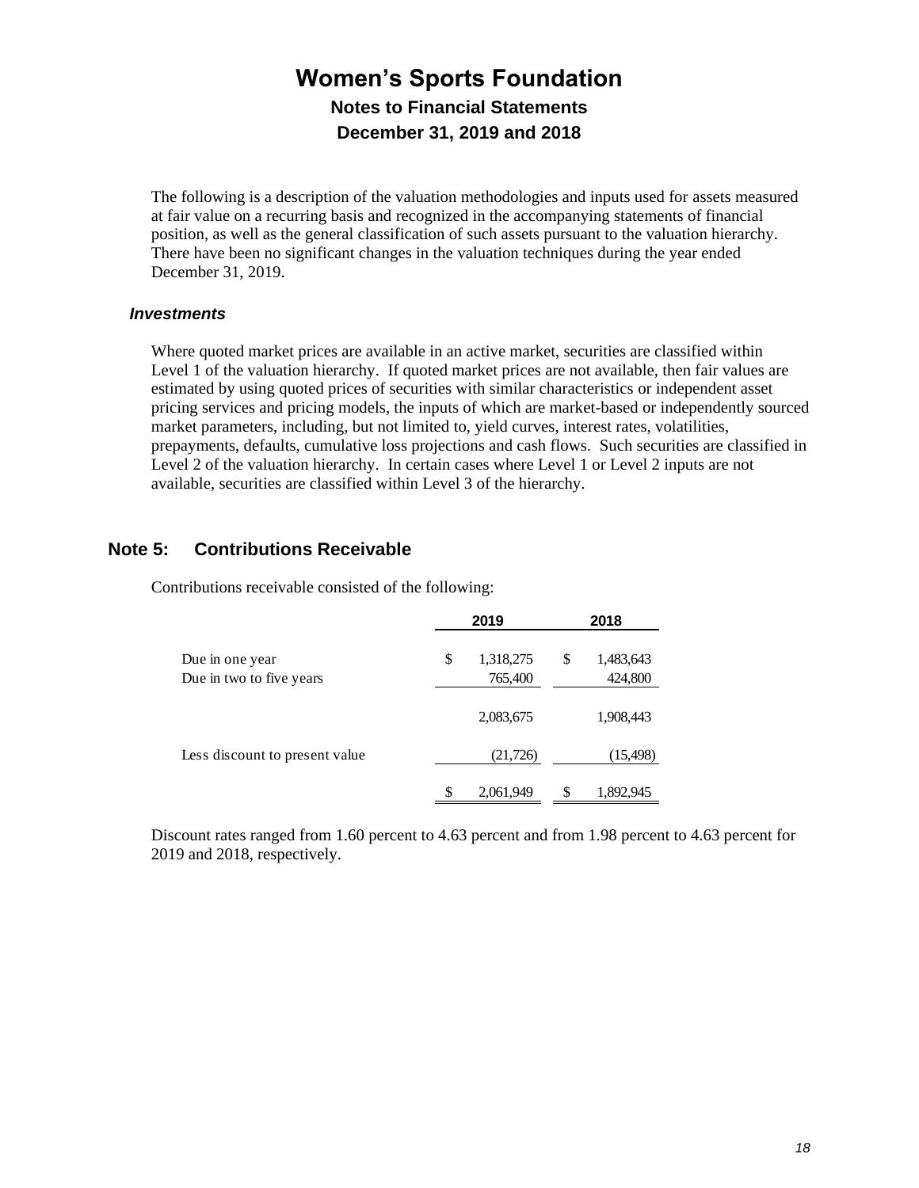The following is a description of the valuation methodologies and inputs used for assets measured at fair value on a recurring basis and recognized in the accompanying statements of financial position, as well as the general classification of such assets pursuant to the valuation hierarchy. There have been no significant changes in the valuation techniques during the year ended December 31, 2019.

### *Investments*

Where quoted market prices are available in an active market, securities are classified within Level 1 of the valuation hierarchy. If quoted market prices are not available, then fair values are estimated by using quoted prices of securities with similar characteristics or independent asset pricing services and pricing models, the inputs of which are market-based or independently sourced market parameters, including, but not limited to, yield curves, interest rates, volatilities, prepayments, defaults, cumulative loss projections and cash flows. Such securities are classified in Level 2 of the valuation hierarchy. In certain cases where Level 1 or Level 2 inputs are not available, securities are classified within Level 3 of the hierarchy.

## Note 5: Contributions Receivable

Contributions receivable consisted of the following:

| | 2019 | 2018 |
|---|---|---|
| Due in one year | $ 1,318,275 | $ 1,483,643 |
| Due in two to five years | 765,400 | 424,800 |
| | 2,083,675 | 1,908,443 |
| Less discount to present value | (21,726) | (15,498) |
| | $ 2,061,949 | $ 1,892,945 |

Discount rates ranged from 1.60 percent to 4.63 percent and from 1.98 percent to 4.63 percent for 2019 and 2018, respectively.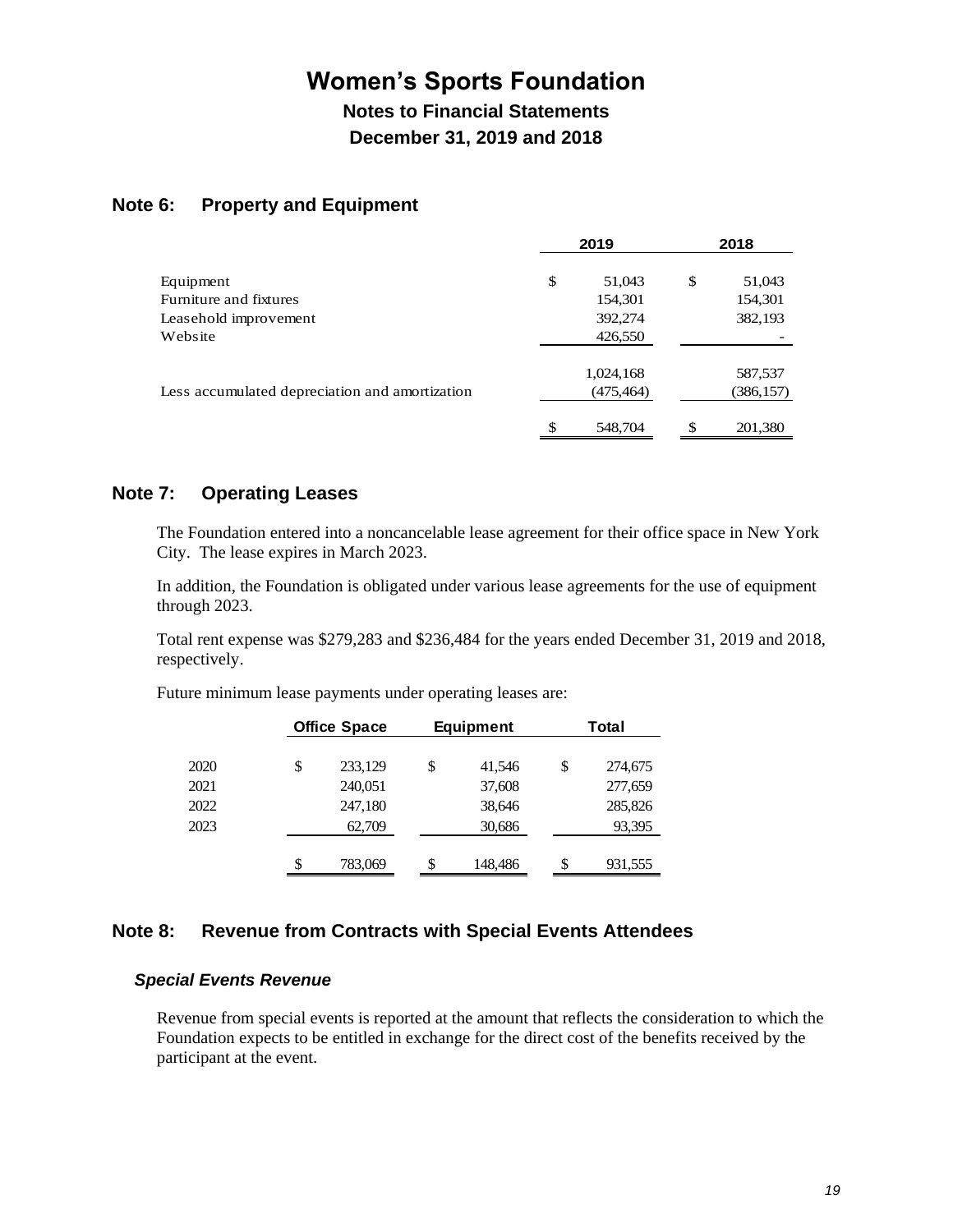# Women's Sports Foundation

## Notes to Financial Statements

## December 31, 2019 and 2018

### Note 6: Property and Equipment

| | 2019 | 2018 |
|---|---|---|
| Equipment | $ 51,043 | $ 51,043 |
| Furniture and fixtures | 154,301 | 154,301 |
| Leasehold improvement | 392,274 | 382,193 |
| Website | 426,550 | - |
| | 1,024,168 | 587,537 |
| Less accumulated depreciation and amortization | (475,464) | (386,157) |
| | $ 548,704 | $ 201,380 |

### Note 7: Operating Leases

The Foundation entered into a noncancelable lease agreement for their office space in New York City. The lease expires in March 2023.

In addition, the Foundation is obligated under various lease agreements for the use of equipment through 2023.

Total rent expense was $279,283 and $236,484 for the years ended December 31, 2019 and 2018, respectively.

Future minimum lease payments under operating leases are:

| | Office Space | Equipment | Total |
|---|---|---|---|
| 2020 | $ 233,129 | $ 41,546 | $ 274,675 |
| 2021 | 240,051 | 37,608 | 277,659 |
| 2022 | 247,180 | 38,646 | 285,826 |
| 2023 | 62,709 | 30,686 | 93,395 |
| | $ 783,069 | $ 148,486 | $ 931,555 |

### Note 8: Revenue from Contracts with Special Events Attendees

#### *Special Events Revenue*

Revenue from special events is reported at the amount that reflects the consideration to which the Foundation expects to be entitled in exchange for the direct cost of the benefits received by the participant at the event.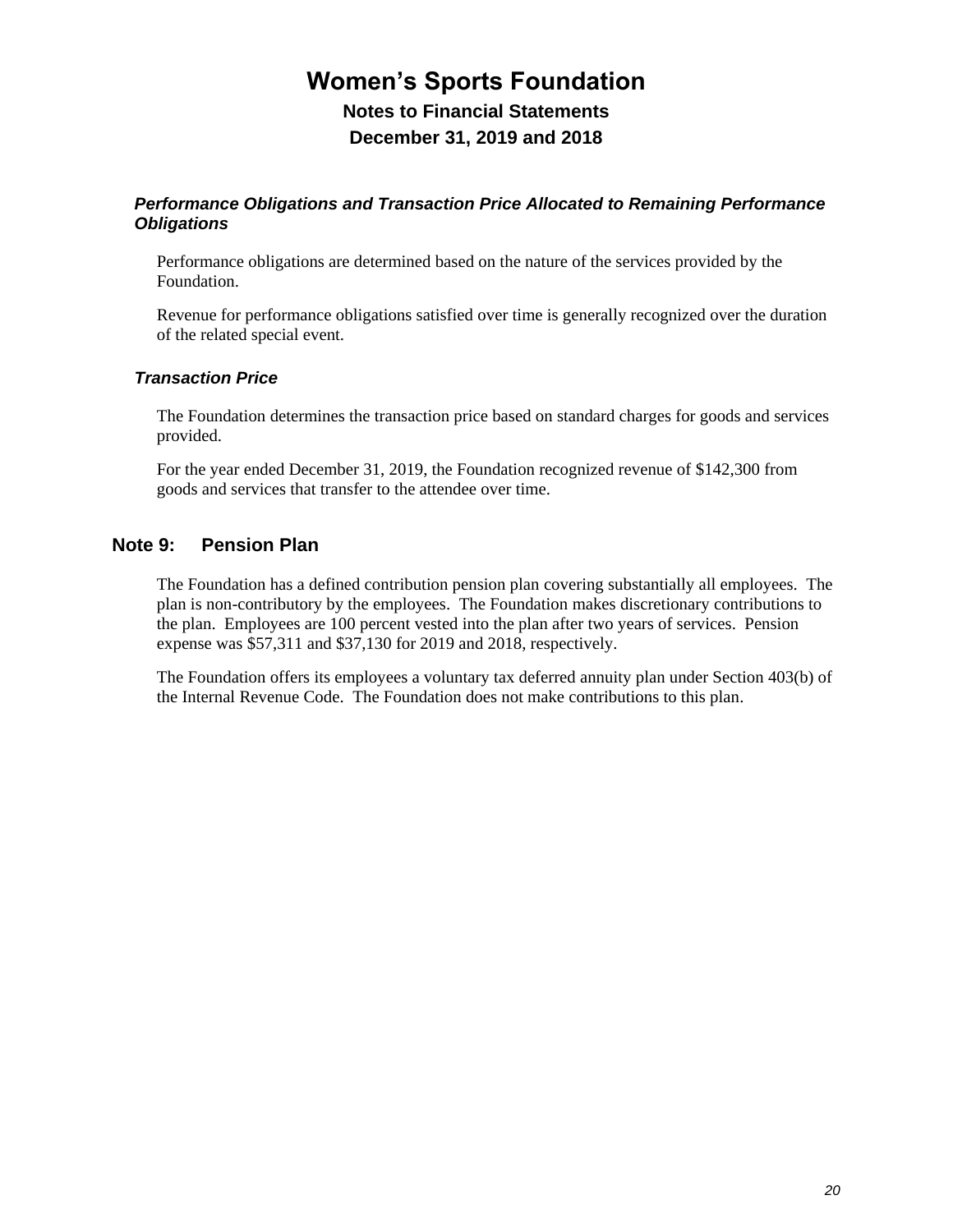# Women's Sports Foundation

## Notes to Financial Statements

## December 31, 2019 and 2018

### *Performance Obligations and Transaction Price Allocated to Remaining Performance Obligations*

Performance obligations are determined based on the nature of the services provided by the Foundation.

Revenue for performance obligations satisfied over time is generally recognized over the duration of the related special event.

### *Transaction Price*

The Foundation determines the transaction price based on standard charges for goods and services provided.

For the year ended December 31, 2019, the Foundation recognized revenue of $142,300 from goods and services that transfer to the attendee over time.

## Note 9: Pension Plan

The Foundation has a defined contribution pension plan covering substantially all employees. The plan is non-contributory by the employees. The Foundation makes discretionary contributions to the plan. Employees are 100 percent vested into the plan after two years of services. Pension expense was $57,311 and $37,130 for 2019 and 2018, respectively.

The Foundation offers its employees a voluntary tax deferred annuity plan under Section 403(b) of the Internal Revenue Code. The Foundation does not make contributions to this plan.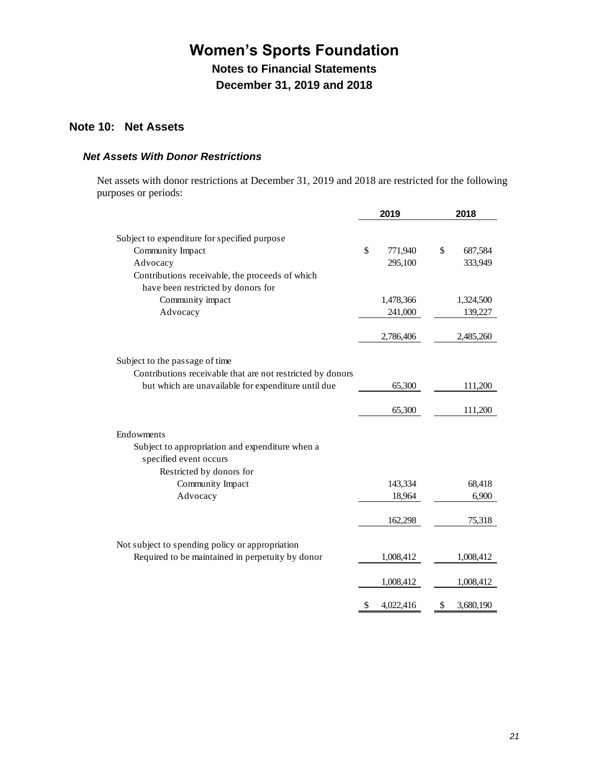# Women's Sports Foundation

## Notes to Financial Statements

## December 31, 2019 and 2018

## Note 10: Net Assets

### *Net Assets With Donor Restrictions*

Net assets with donor restrictions at December 31, 2019 and 2018 are restricted for the following purposes or periods:

| | 2019 | 2018 |
|---|---|---|
| Subject to expenditure for specified purpose | | |
| Community Impact | $ 771,940 | $ 687,584 |
| Advocacy | 295,100 | 333,949 |
| Contributions receivable, the proceeds of which have been restricted by donors for | | |
| Community impact | 1,478,366 | 1,324,500 |
| Advocacy | 241,000 | 139,227 |
| | 2,786,406 | 2,485,260 |
| Subject to the passage of time | | |
| Contributions receivable that are not restricted by donors but which are unavailable for expenditure until due | 65,300 | 111,200 |
| | 65,300 | 111,200 |
| Endowments | | |
| Subject to appropriation and expenditure when a specified event occurs | | |
| Restricted by donors for | | |
| Community Impact | 143,334 | 68,418 |
| Advocacy | 18,964 | 6,900 |
| | 162,298 | 75,318 |
| Not subject to spending policy or appropriation | | |
| Required to be maintained in perpetuity by donor | 1,008,412 | 1,008,412 |
| | 1,008,412 | 1,008,412 |
| | $ 4,022,416 | $ 3,680,190 |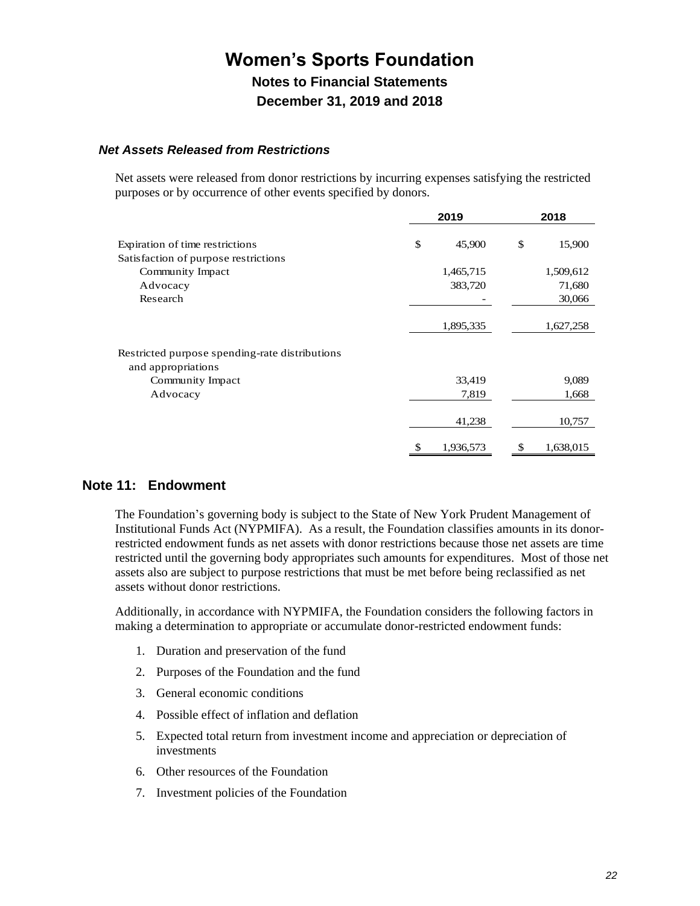### *Net Assets Released from Restrictions*

Net assets were released from donor restrictions by incurring expenses satisfying the restricted purposes or by occurrence of other events specified by donors.

| | 2019 | 2018 |
|---|---|---|
| Expiration of time restrictions | $ 45,900 | $ 15,900 |
| Satisfaction of purpose restrictions | | |
| Community Impact | 1,465,715 | 1,509,612 |
| Advocacy | 383,720 | 71,680 |
| Research | - | 30,066 |
| | 1,895,335 | 1,627,258 |
| Restricted purpose spending-rate distributions and appropriations | | |
| Community Impact | 33,419 | 9,089 |
| Advocacy | 7,819 | 1,668 |
| | 41,238 | 10,757 |
| | $ 1,936,573 | $ 1,638,015 |

## Note 11: Endowment

The Foundation's governing body is subject to the State of New York Prudent Management of Institutional Funds Act (NYPMIFA). As a result, the Foundation classifies amounts in its donor-restricted endowment funds as net assets with donor restrictions because those net assets are time restricted until the governing body appropriates such amounts for expenditures. Most of those net assets also are subject to purpose restrictions that must be met before being reclassified as net assets without donor restrictions.

Additionally, in accordance with NYPMIFA, the Foundation considers the following factors in making a determination to appropriate or accumulate donor-restricted endowment funds:

1. Duration and preservation of the fund
2. Purposes of the Foundation and the fund
3. General economic conditions
4. Possible effect of inflation and deflation
5. Expected total return from investment income and appreciation or depreciation of investments
6. Other resources of the Foundation
7. Investment policies of the Foundation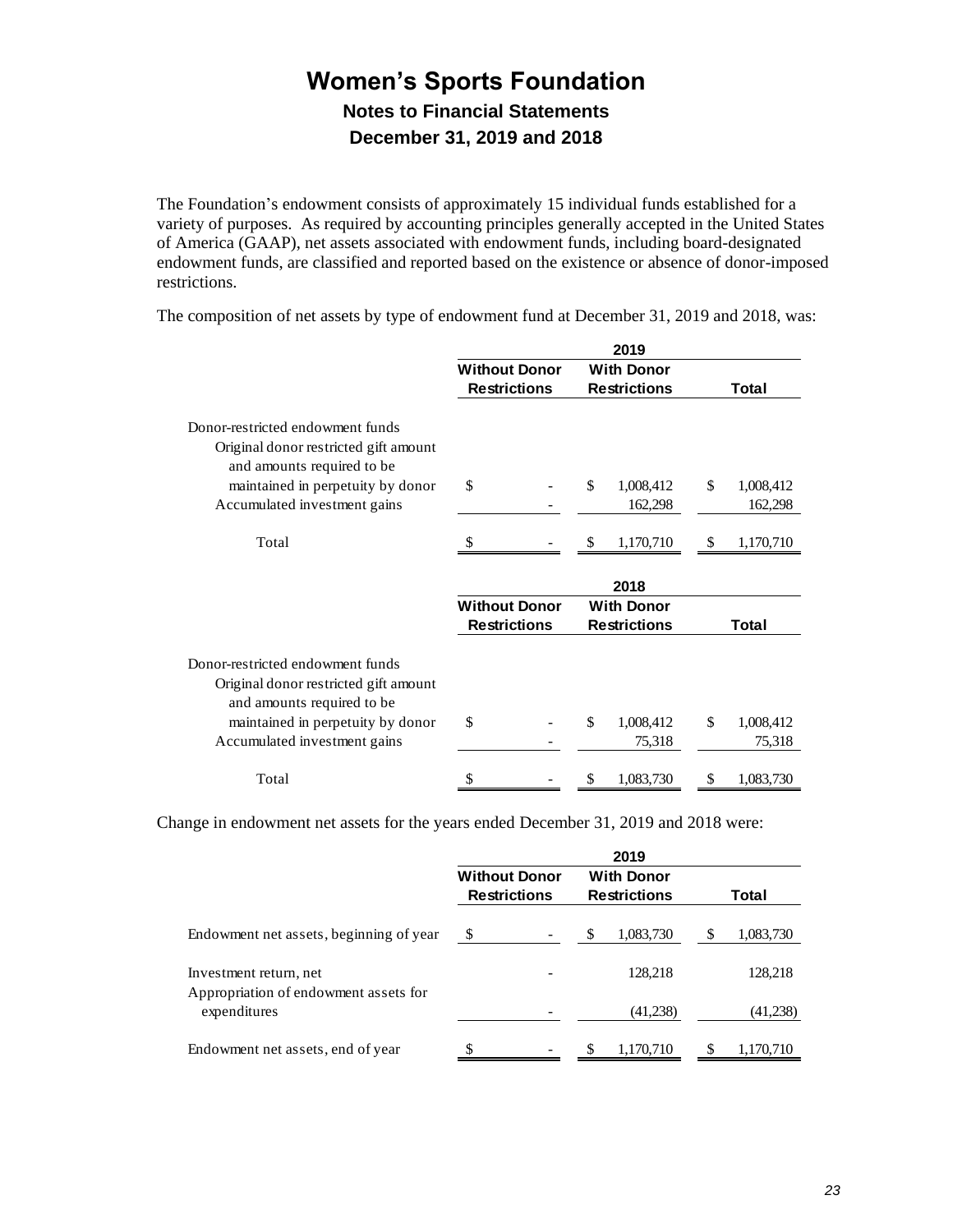# Women's Sports Foundation

## Notes to Financial Statements

## December 31, 2019 and 2018

The Foundation's endowment consists of approximately 15 individual funds established for a variety of purposes. As required by accounting principles generally accepted in the United States of America (GAAP), net assets associated with endowment funds, including board-designated endowment funds, are classified and reported based on the existence or absence of donor-imposed restrictions.

The composition of net assets by type of endowment fund at December 31, 2019 and 2018, was:

| | 2019 | | |
|---|---|---|---|
| | Without Donor Restrictions | With Donor Restrictions | Total |
| Donor-restricted endowment funds | | | |
| Original donor restricted gift amount and amounts required to be maintained in perpetuity by donor | $ - | $ 1,008,412 | $ 1,008,412 |
| Accumulated investment gains | - | 162,298 | 162,298 |
| Total | $ - | $ 1,170,710 | $ 1,170,710 |

| | 2018 | | |
|---|---|---|---|
| | Without Donor Restrictions | With Donor Restrictions | Total |
| Donor-restricted endowment funds | | | |
| Original donor restricted gift amount and amounts required to be maintained in perpetuity by donor | $ - | $ 1,008,412 | $ 1,008,412 |
| Accumulated investment gains | - | 75,318 | 75,318 |
| Total | $ - | $ 1,083,730 | $ 1,083,730 |

Change in endowment net assets for the years ended December 31, 2019 and 2018 were:

| | 2019 | | |
|---|---|---|---|
| | Without Donor Restrictions | With Donor Restrictions | Total |
| Endowment net assets, beginning of year | $ - | $ 1,083,730 | $ 1,083,730 |
| Investment return, net | - | 128,218 | 128,218 |
| Appropriation of endowment assets for expenditures | - | (41,238) | (41,238) |
| Endowment net assets, end of year | $ - | $ 1,170,710 | $ 1,170,710 |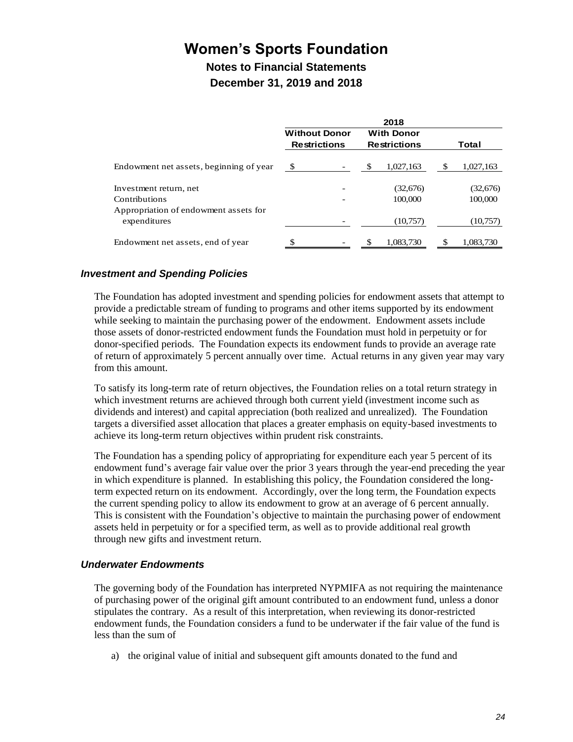# Women's Sports Foundation

## Notes to Financial Statements

## December 31, 2019 and 2018

| | 2018 | | |
|---|---|---|---|
| | Without Donor Restrictions | With Donor Restrictions | Total |
| Endowment net assets, beginning of year | $ - | $ 1,027,163 | $ 1,027,163 |
| Investment return, net | - | (32,676) | (32,676) |
| Contributions | - | 100,000 | 100,000 |
| Appropriation of endowment assets for expenditures | - | (10,757) | (10,757) |
| Endowment net assets, end of year | $ - | $ 1,083,730 | $ 1,083,730 |

### *Investment and Spending Policies*

The Foundation has adopted investment and spending policies for endowment assets that attempt to provide a predictable stream of funding to programs and other items supported by its endowment while seeking to maintain the purchasing power of the endowment. Endowment assets include those assets of donor-restricted endowment funds the Foundation must hold in perpetuity or for donor-specified periods. The Foundation expects its endowment funds to provide an average rate of return of approximately 5 percent annually over time. Actual returns in any given year may vary from this amount.

To satisfy its long-term rate of return objectives, the Foundation relies on a total return strategy in which investment returns are achieved through both current yield (investment income such as dividends and interest) and capital appreciation (both realized and unrealized). The Foundation targets a diversified asset allocation that places a greater emphasis on equity-based investments to achieve its long-term return objectives within prudent risk constraints.

The Foundation has a spending policy of appropriating for expenditure each year 5 percent of its endowment fund's average fair value over the prior 3 years through the year-end preceding the year in which expenditure is planned. In establishing this policy, the Foundation considered the long-term expected return on its endowment. Accordingly, over the long term, the Foundation expects the current spending policy to allow its endowment to grow at an average of 6 percent annually. This is consistent with the Foundation's objective to maintain the purchasing power of endowment assets held in perpetuity or for a specified term, as well as to provide additional real growth through new gifts and investment return.

### *Underwater Endowments*

The governing body of the Foundation has interpreted NYPMIFA as not requiring the maintenance of purchasing power of the original gift amount contributed to an endowment fund, unless a donor stipulates the contrary. As a result of this interpretation, when reviewing its donor-restricted endowment funds, the Foundation considers a fund to be underwater if the fair value of the fund is less than the sum of

a) the original value of initial and subsequent gift amounts donated to the fund and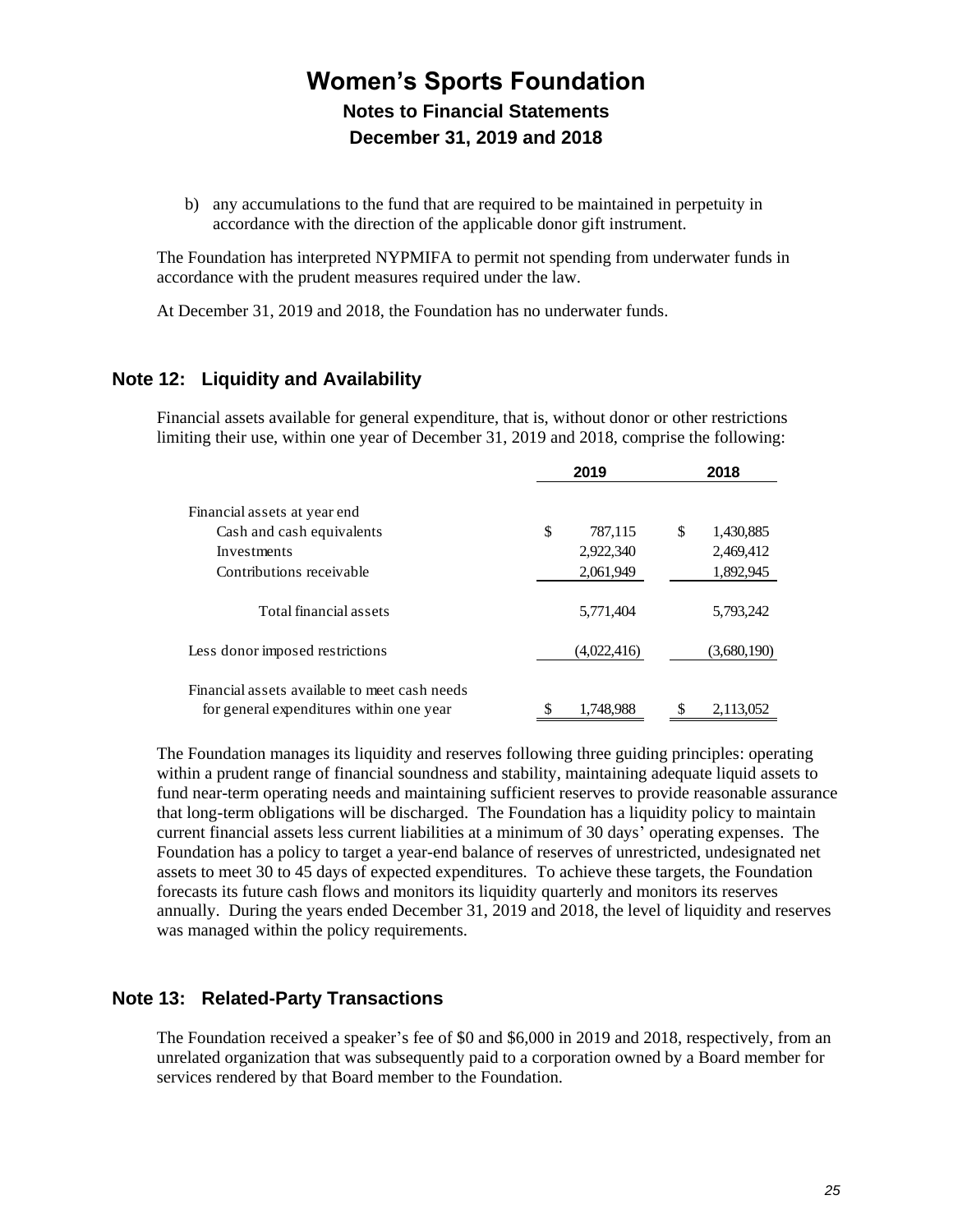b) any accumulations to the fund that are required to be maintained in perpetuity in accordance with the direction of the applicable donor gift instrument.

The Foundation has interpreted NYPMIFA to permit not spending from underwater funds in accordance with the prudent measures required under the law.

At December 31, 2019 and 2018, the Foundation has no underwater funds.

## Note 12: Liquidity and Availability

Financial assets available for general expenditure, that is, without donor or other restrictions limiting their use, within one year of December 31, 2019 and 2018, comprise the following:

| | 2019 | 2018 |
|---|---|---|
| Financial assets at year end | | |
| Cash and cash equivalents | $ 787,115 | $ 1,430,885 |
| Investments | 2,922,340 | 2,469,412 |
| Contributions receivable | 2,061,949 | 1,892,945 |
| Total financial assets | 5,771,404 | 5,793,242 |
| Less donor imposed restrictions | (4,022,416) | (3,680,190) |
| Financial assets available to meet cash needs for general expenditures within one year | $ 1,748,988 | $ 2,113,052 |

The Foundation manages its liquidity and reserves following three guiding principles: operating within a prudent range of financial soundness and stability, maintaining adequate liquid assets to fund near-term operating needs and maintaining sufficient reserves to provide reasonable assurance that long-term obligations will be discharged. The Foundation has a liquidity policy to maintain current financial assets less current liabilities at a minimum of 30 days' operating expenses. The Foundation has a policy to target a year-end balance of reserves of unrestricted, undesignated net assets to meet 30 to 45 days of expected expenditures. To achieve these targets, the Foundation forecasts its future cash flows and monitors its liquidity quarterly and monitors its reserves annually. During the years ended December 31, 2019 and 2018, the level of liquidity and reserves was managed within the policy requirements.

## Note 13: Related-Party Transactions

The Foundation received a speaker's fee of $0 and $6,000 in 2019 and 2018, respectively, from an unrelated organization that was subsequently paid to a corporation owned by a Board member for services rendered by that Board member to the Foundation.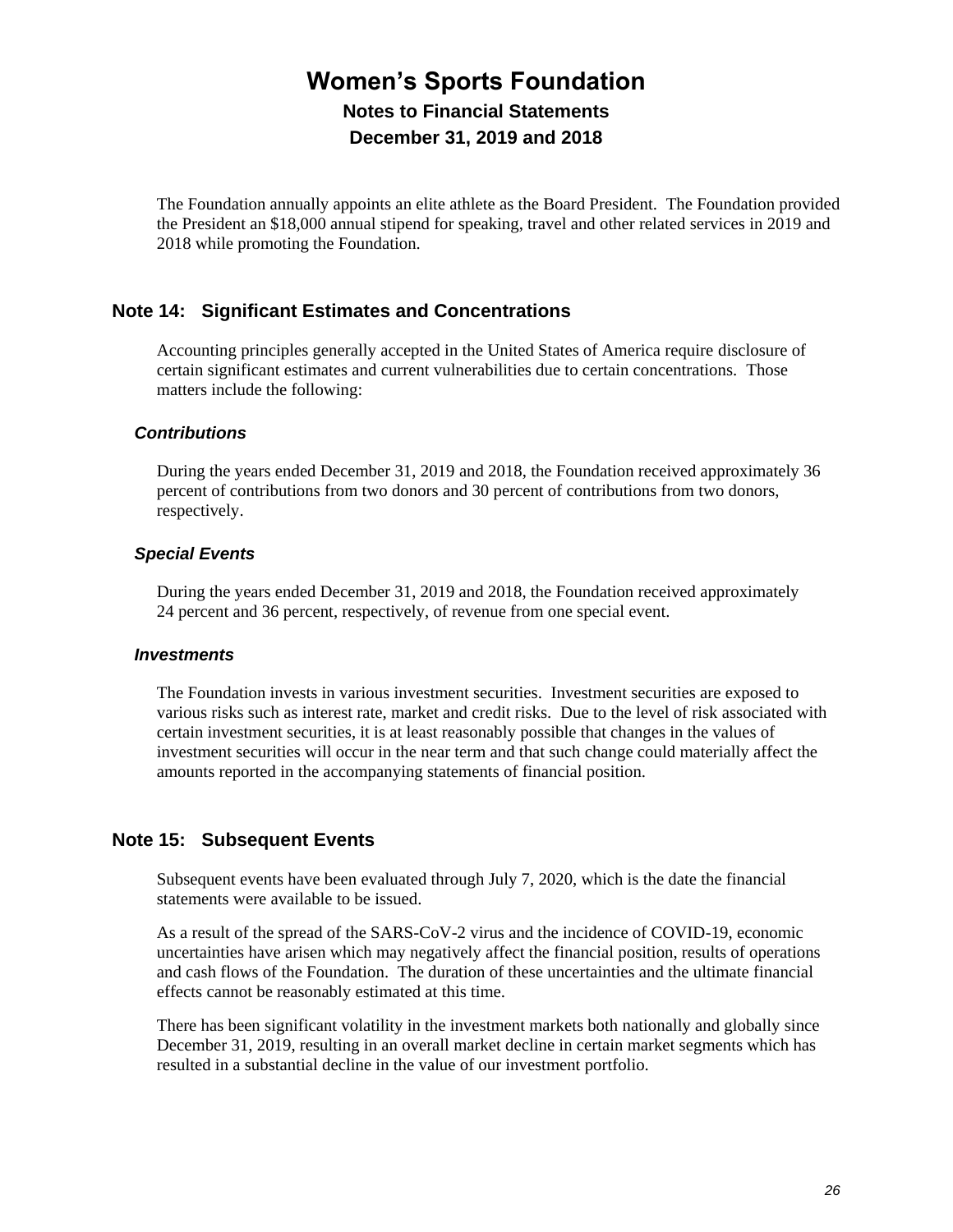The Foundation annually appoints an elite athlete as the Board President. The Foundation provided the President an $18,000 annual stipend for speaking, travel and other related services in 2019 and 2018 while promoting the Foundation.

## Note 14: Significant Estimates and Concentrations

Accounting principles generally accepted in the United States of America require disclosure of certain significant estimates and current vulnerabilities due to certain concentrations. Those matters include the following:

### *Contributions*

During the years ended December 31, 2019 and 2018, the Foundation received approximately 36 percent of contributions from two donors and 30 percent of contributions from two donors, respectively.

### *Special Events*

During the years ended December 31, 2019 and 2018, the Foundation received approximately 24 percent and 36 percent, respectively, of revenue from one special event.

### *Investments*

The Foundation invests in various investment securities. Investment securities are exposed to various risks such as interest rate, market and credit risks. Due to the level of risk associated with certain investment securities, it is at least reasonably possible that changes in the values of investment securities will occur in the near term and that such change could materially affect the amounts reported in the accompanying statements of financial position.

## Note 15: Subsequent Events

Subsequent events have been evaluated through July 7, 2020, which is the date the financial statements were available to be issued.

As a result of the spread of the SARS-CoV-2 virus and the incidence of COVID-19, economic uncertainties have arisen which may negatively affect the financial position, results of operations and cash flows of the Foundation. The duration of these uncertainties and the ultimate financial effects cannot be reasonably estimated at this time.

There has been significant volatility in the investment markets both nationally and globally since December 31, 2019, resulting in an overall market decline in certain market segments which has resulted in a substantial decline in the value of our investment portfolio.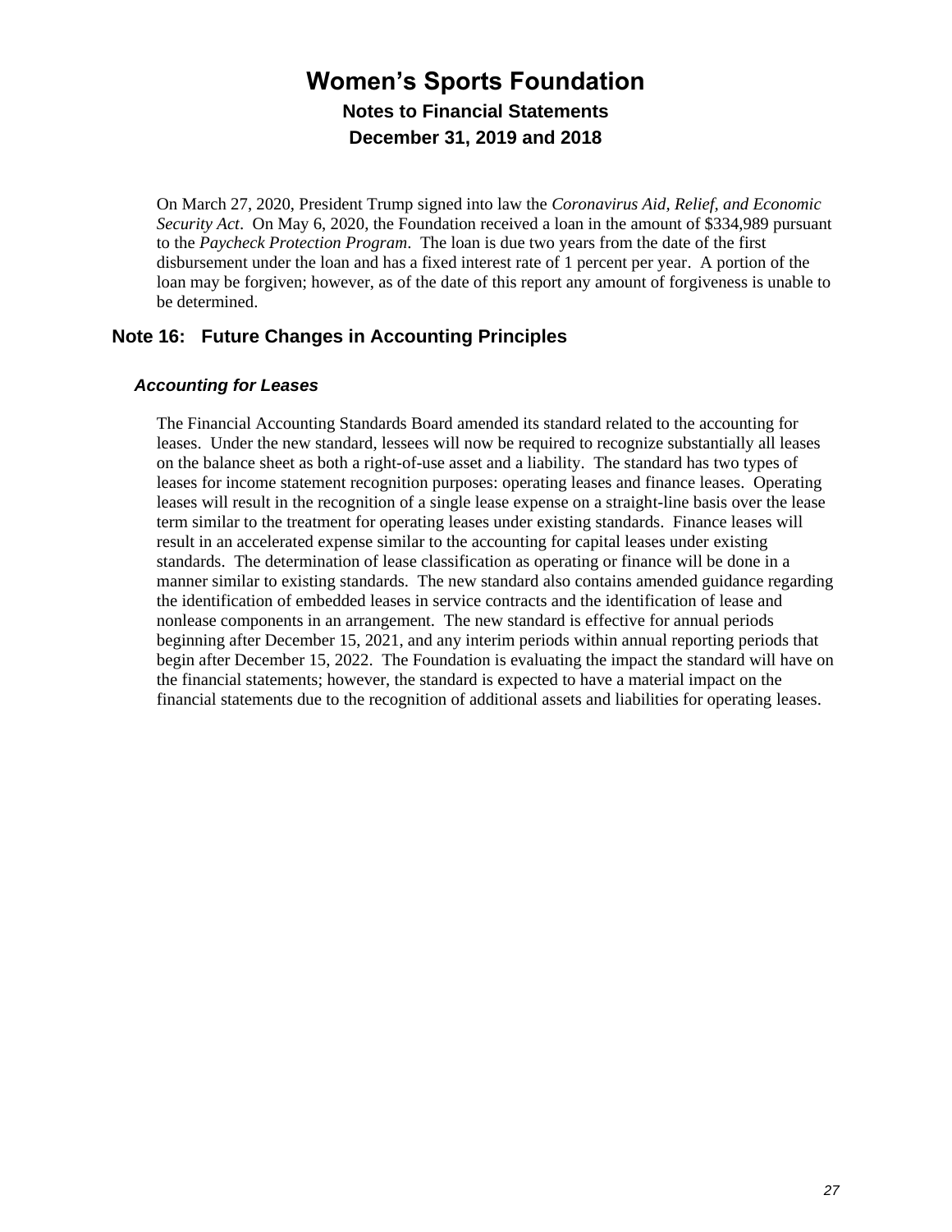On March 27, 2020, President Trump signed into law the *Coronavirus Aid, Relief, and Economic Security Act*. On May 6, 2020, the Foundation received a loan in the amount of $334,989 pursuant to the *Paycheck Protection Program*. The loan is due two years from the date of the first disbursement under the loan and has a fixed interest rate of 1 percent per year. A portion of the loan may be forgiven; however, as of the date of this report any amount of forgiveness is unable to be determined.

## Note 16: Future Changes in Accounting Principles

### *Accounting for Leases*

The Financial Accounting Standards Board amended its standard related to the accounting for leases. Under the new standard, lessees will now be required to recognize substantially all leases on the balance sheet as both a right-of-use asset and a liability. The standard has two types of leases for income statement recognition purposes: operating leases and finance leases. Operating leases will result in the recognition of a single lease expense on a straight-line basis over the lease term similar to the treatment for operating leases under existing standards. Finance leases will result in an accelerated expense similar to the accounting for capital leases under existing standards. The determination of lease classification as operating or finance will be done in a manner similar to existing standards. The new standard also contains amended guidance regarding the identification of embedded leases in service contracts and the identification of lease and nonlease components in an arrangement. The new standard is effective for annual periods beginning after December 15, 2021, and any interim periods within annual reporting periods that begin after December 15, 2022. The Foundation is evaluating the impact the standard will have on the financial statements; however, the standard is expected to have a material impact on the financial statements due to the recognition of additional assets and liabilities for operating leases.